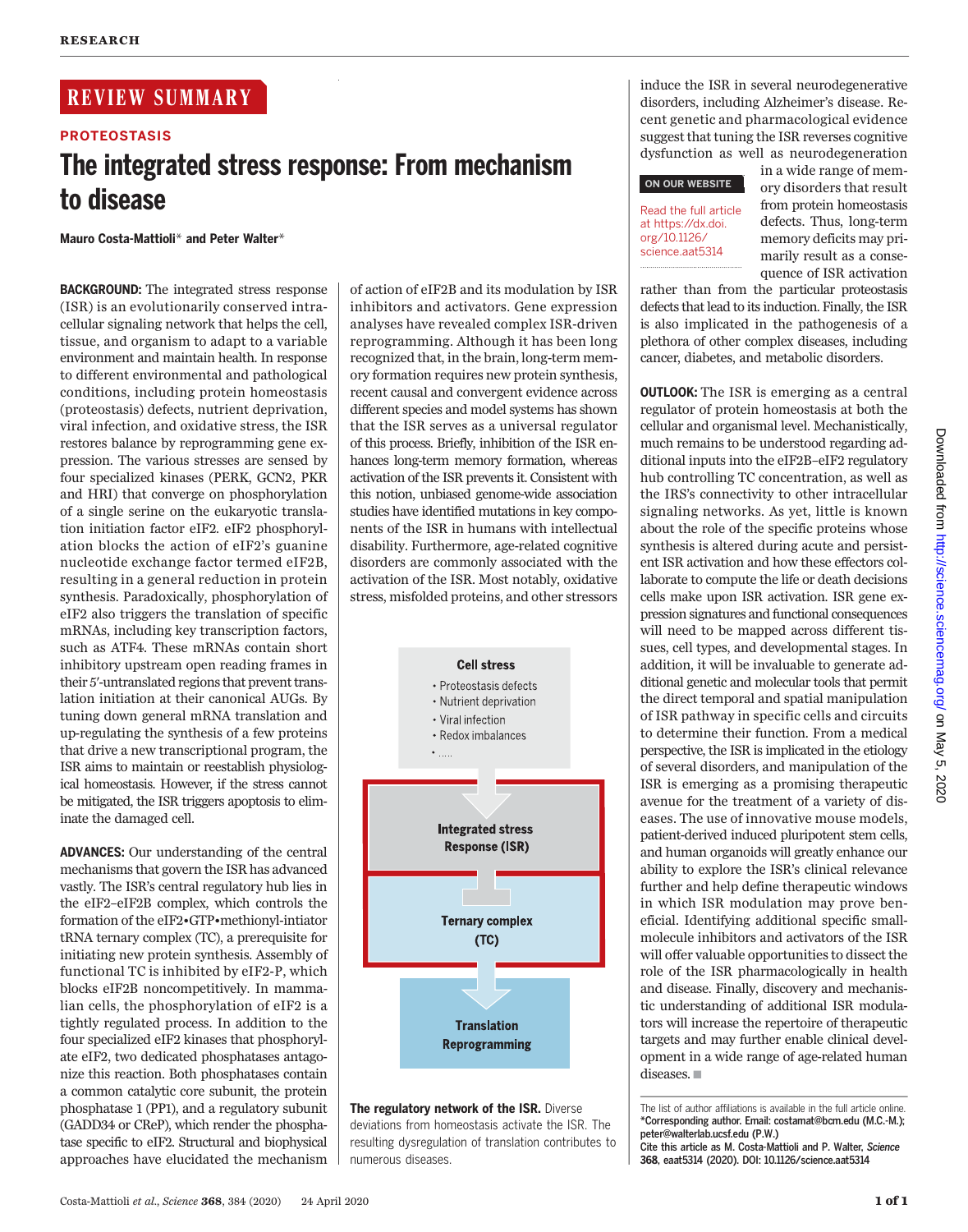RESEARCH

REVIEW SUMMARY

PROTEOSTASIS

# The integrated stress response: From mechanism to disease

**Mauro Costa-Mattioli*** **and Peter Walter***

**BACKGROUND:** The integrated stress response (ISR) is an evolutionarily conserved intracellular signaling network that helps the cell, tissue, and organism to adapt to a variable environment and maintain health. In response to different environmental and pathological conditions, including protein homeostasis (proteostasis) defects, nutrient deprivation, viral infection, and oxidative stress, the ISR restores balance by reprogramming gene expression. The various stresses are sensed by four specialized kinases (PERK, GCN2, PKR and HRI) that converge on phosphorylation of a single serine on the eukaryotic translation initiation factor eIF2. eIF2 phosphorylation blocks the action of eIF2's guanine nucleotide exchange factor termed eIF2B, resulting in a general reduction in protein synthesis. Paradoxically, phosphorylation of eIF2 also triggers the translation of specific mRNAs, including key transcription factors, such as ATF4. These mRNAs contain short inhibitory upstream open reading frames in their 5′-untranslated regions that prevent translation initiation at their canonical AUGs. By tuning down general mRNA translation and up-regulating the synthesis of a few proteins that drive a new transcriptional program, the ISR aims to maintain or reestablish physiological homeostasis. However, if the stress cannot be mitigated, the ISR triggers apoptosis to eliminate the damaged cell.

**ADVANCES:** Our understanding of the central mechanisms that govern the ISR has advanced vastly. The ISR's central regulatory hub lies in the eIF2–eIF2B complex, which controls the formation of the eIF2•GTP•methionyl-intiator tRNA ternary complex (TC), a prerequisite for initiating new protein synthesis. Assembly of functional TC is inhibited by eIF2-P, which blocks eIF2B noncompetitively. In mammalian cells, the phosphorylation of eIF2 is a tightly regulated process. In addition to the four specialized eIF2 kinases that phosphorylate eIF2, two dedicated phosphatases antagonize this reaction. Both phosphatases contain a common catalytic core subunit, the protein phosphatase 1 (PP1), and a regulatory subunit (GADD34 or CReP), which render the phosphatase specific to eIF2. Structural and biophysical approaches have elucidated the mechanism of action of eIF2B and its modulation by ISR inhibitors and activators. Gene expression analyses have revealed complex ISR-driven reprogramming. Although it has long been recognized that, in the brain, long-term memory formation requires new protein synthesis, recent causal and convergent evidence across different species and model systems has shown that the ISR serves as a universal regulator of this process. Briefly, inhibition of the ISR enhances long-term memory formation, whereas activation of the ISR prevents it. Consistent with this notion, unbiased genome-wide association studies have identified mutations in key components of the ISR in humans with intellectual disability. Furthermore, age-related cognitive disorders are commonly associated with the activation of the ISR. Most notably, oxidative stress, misfolded proteins, and other stressors induce the ISR in several neurodegenerative disorders, including Alzheimer's disease. Recent genetic and pharmacological evidence suggest that tuning the ISR reverses cognitive dysfunction as well as neurodegeneration in a wide range of memory disorders that result from protein homeostasis defects. Thus, long-term memory deficits may primarily result as a consequence of ISR activation rather than from the particular proteostasis defects that lead to its induction. Finally, the ISR is also implicated in the pathogenesis of a plethora of other complex diseases, including cancer, diabetes, and metabolic disorders.

ON OUR WEBSITE

Read the full article at https://dx.doi.org/10.1126/science.aat5314

**OUTLOOK:** The ISR is emerging as a central regulator of protein homeostasis at both the cellular and organismal level. Mechanistically, much remains to be understood regarding additional inputs into the eIF2B–eIF2 regulatory hub controlling TC concentration, as well as the IRS's connectivity to other intracellular signaling networks. As yet, little is known about the role of the specific proteins whose synthesis is altered during acute and persistent ISR activation and how these effectors collaborate to compute the life or death decisions cells make upon ISR activation. ISR gene expression signatures and functional consequences will need to be mapped across different tissues, cell types, and developmental stages. In addition, it will be invaluable to generate additional genetic and molecular tools that permit the direct temporal and spatial manipulation of ISR pathway in specific cells and circuits to determine their function. From a medical perspective, the ISR is implicated in the etiology of several disorders, and manipulation of the ISR is emerging as a promising therapeutic avenue for the treatment of a variety of diseases. The use of innovative mouse models, patient-derived induced pluripotent stem cells, and human organoids will greatly enhance our ability to explore the ISR's clinical relevance further and help define therapeutic windows in which ISR modulation may prove beneficial. Identifying additional specific small-molecule inhibitors and activators of the ISR will offer valuable opportunities to dissect the role of the ISR pharmacologically in health and disease. Finally, discovery and mechanistic understanding of additional ISR modulators will increase the repertoire of therapeutic targets and may further enable clinical development in a wide range of age-related human diseases. ■

Cell stress
- Proteostasis defects
- Nutrient deprivation
- Viral infection
- Redox imbalances
- .....

Integrated stress Response (ISR)

Ternary complex (TC)

Translation Reprogramming

**The regulatory network of the ISR.** Diverse deviations from homeostasis activate the ISR. The resulting dysregulation of translation contributes to numerous diseases.

The list of author affiliations is available in the full article online.
*Corresponding author. Email: costamat@bcm.edu (M.C.-M.); peter@walterlab.ucsf.edu (P.W.)
Cite this article as M. Costa-Mattioli and P. Walter, *Science* **368**, eaat5314 (2020). DOI: 10.1126/science.aat5314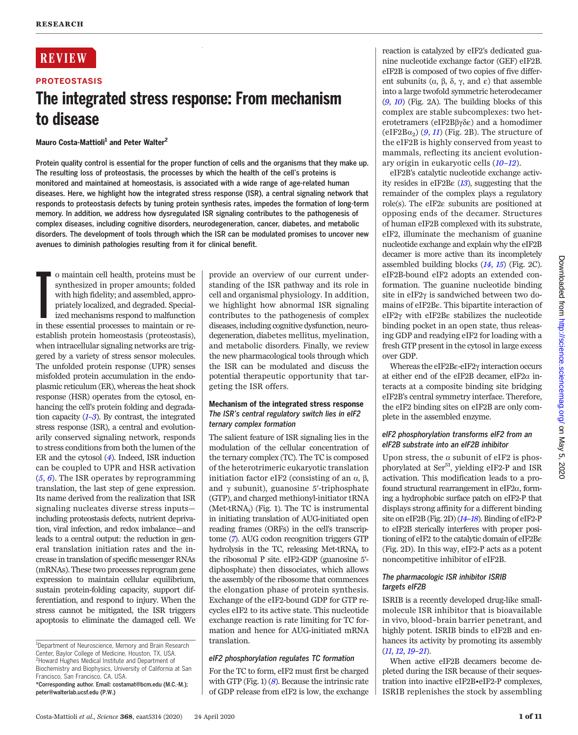REVIEW

PROTEOSTASIS

# The integrated stress response: From mechanism to disease

**Mauro Costa-Mattioli[1] and Peter Walter[2]**

**Protein quality control is essential for the proper function of cells and the organisms that they make up. The resulting loss of proteostasis, the processes by which the health of the cell's proteins is monitored and maintained at homeostasis, is associated with a wide range of age-related human diseases. Here, we highlight how the integrated stress response (ISR), a central signaling network that responds to proteostasis defects by tuning protein synthesis rates, impedes the formation of long-term memory. In addition, we address how dysregulated ISR signaling contributes to the pathogenesis of complex diseases, including cognitive disorders, neurodegeneration, cancer, diabetes, and metabolic disorders. The development of tools through which the ISR can be modulated promises to uncover new avenues to diminish pathologies resulting from it for clinical benefit.**

To maintain cell health, proteins must be synthesized in proper amounts; folded with high fidelity; and assembled, appropriately localized, and degraded. Specialized mechanisms respond to malfunction in these essential processes to maintain or reestablish protein homeostasis (proteostasis), when intracellular signaling networks are triggered by a variety of stress sensor molecules. The unfolded protein response (UPR) senses misfolded protein accumulation in the endoplasmic reticulum (ER), whereas the heat shock response (HSR) operates from the cytosol, enhancing the cell's protein folding and degradation capacity (1–3). By contrast, the integrated stress response (ISR), a central and evolutionarily conserved signaling network, responds to stress conditions from both the lumen of the ER and the cytosol (4). Indeed, ISR induction can be coupled to UPR and HSR activation (5, 6). The ISR operates by reprogramming translation, the last step of gene expression. Its name derived from the realization that ISR signaling nucleates diverse stress inputs—including proteostasis defects, nutrient deprivation, viral infection, and redox imbalance—and leads to a central output: the reduction in general translation initiation rates and the increase in translation of specific messenger RNAs (mRNAs). These two processes reprogram gene expression to maintain cellular equilibrium, sustain protein-folding capacity, support differentiation, and respond to injury. When the stress cannot be mitigated, the ISR triggers apoptosis to eliminate the damaged cell. We provide an overview of our current understanding of the ISR pathway and its role in cell and organismal physiology. In addition, we highlight how abnormal ISR signaling contributes to the pathogenesis of complex diseases, including cognitive dysfunction, neurodegeneration, diabetes mellitus, myelination, and metabolic disorders. Finally, we review the new pharmacological tools through which the ISR can be modulated and discuss the potential therapeutic opportunity that targeting the ISR offers.

## Mechanism of the integrated stress response

### *The ISR's central regulatory switch lies in eIF2 ternary complex formation*

The salient feature of ISR signaling lies in the modulation of the cellular concentration of the ternary complex (TC). The TC is composed of the heterotrimeric eukaryotic translation initiation factor eIF2 (consisting of an α, β, and γ subunit), guanosine 5′-triphosphate (GTP), and charged methionyl-initiator tRNA (Met-$tRNA_i$) (Fig. 1). The TC is instrumental in initiating translation of AUG-initiated open reading frames (ORFs) in the cell's transcriptome (7). AUG codon recognition triggers GTP hydrolysis in the TC, releasing Met-$tRNA_i$ to the ribosomal P site. eIF2-GDP (guanosine 5′-diphosphate) then dissociates, which allows the assembly of the ribosome that commences the elongation phase of protein synthesis. Exchange of the eIF2-bound GDP for GTP recycles eIF2 to its active state. This nucleotide exchange reaction is rate limiting for TC formation and hence for AUG-initiated mRNA translation.

### *eIF2 phosphorylation regulates TC formation*

For the TC to form, eIF2 must first be charged with GTP (Fig. 1) (8). Because the intrinsic rate of GDP release from eIF2 is low, the exchange reaction is catalyzed by eIF2's dedicated guanine nucleotide exchange factor (GEF) eIF2B. eIF2B is composed of two copies of five different subunits (α, β, δ, γ, and ε) that assemble into a large twofold symmetric heterodecamer (9, 10) (Fig. 2A). The building blocks of this complex are stable subcomplexes: two heterotetramers (eIF2Bβγδε) and a homodimer (eIF2B$\alpha_2$) (9, 11) (Fig. 2B). The structure of the eIF2B is highly conserved from yeast to mammals, reflecting its ancient evolutionary origin in eukaryotic cells (10–12).

eIF2B's catalytic nucleotide exchange activity resides in eIF2Bε (13), suggesting that the remainder of the complex plays a regulatory role(s). The eIF2ε subunits are positioned at opposing ends of the decamer. Structures of human eIF2B complexed with its substrate, eIF2, illuminate the mechanism of guanine nucleotide exchange and explain why the eIF2B decamer is more active than its incompletely assembled building blocks (14, 15) (Fig. 2C). eIF2B-bound eIF2 adopts an extended conformation. The guanine nucleotide binding site in eIF2γ is sandwiched between two domains of eIF2Bε. This bipartite interaction of eIF2γ with eIF2Bε stabilizes the nucleotide binding pocket in an open state, thus releasing GDP and readying eIF2 for loading with a fresh GTP present in the cytosol in large excess over GDP.

Whereas the eIF2Bε-eIF2γ interaction occurs at either end of the eIF2B decamer, eIF2α interacts at a composite binding site bridging eIF2B's central symmetry interface. Therefore, the eIF2 binding sites on eIF2B are only complete in the assembled enzyme.

### *eIF2 phosphorylation transforms eIF2 from an eIF2B substrate into an eIF2B inhibitor*

Upon stress, the α subunit of eIF2 is phosphorylated at $Ser^{51}$, yielding eIF2-P and ISR activation. This modification leads to a profound structural rearrangement in eIF2α, forming a hydrophobic surface patch on eIF2-P that displays strong affinity for a different binding site on eIF2B (Fig. 2D) (14–18). Binding of eIF2-P to eIF2B sterically interferes with proper positioning of eIF2 to the catalytic domain of eIF2Bε (Fig. 2D). In this way, eIF2-P acts as a potent noncompetitive inhibitor of eIF2B.

### *The pharmacologic ISR inhibitor ISRIB targets eIF2B*

ISRIB is a recently developed drug-like small-molecule ISR inhibitor that is bioavailable in vivo, blood–brain barrier penetrant, and highly potent. ISRIB binds to eIF2B and enhances its activity by promoting its assembly (11, 12, 19–21).

When active eIF2B decamers become depleted during the ISR because of their sequestration into inactive eIF2B•eIF2-P complexes, ISRIB replenishes the stock by assembling

[1]Department of Neuroscience, Memory and Brain Research Center, Baylor College of Medicine, Houston, TX, USA. [2]Howard Hughes Medical Institute and Department of Biochemistry and Biophysics, University of California at San Francisco, San Francisco, CA, USA.
*Corresponding author. Email: costamat@bcm.edu (M.C.-M.); peter@walterlab.ucsf.edu (P.W.)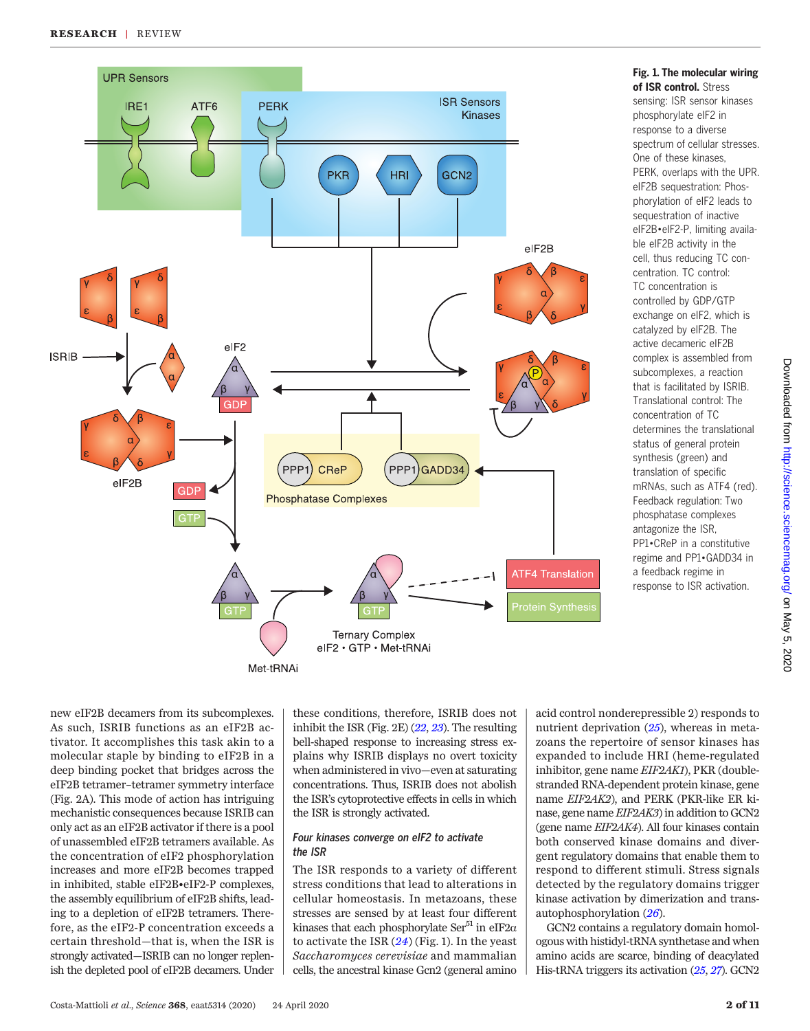**Fig. 1. The molecular wiring of ISR control.** Stress sensing: ISR sensor kinases phosphorylate eIF2 in response to a diverse spectrum of cellular stresses. One of these kinases, PERK, overlaps with the UPR. eIF2B sequestration: Phosphorylation of eIF2 leads to sequestration of inactive eIF2B•eIF2-P, limiting available eIF2B activity in the cell, thus reducing TC concentration. TC control: TC concentration is controlled by GDP/GTP exchange on eIF2, which is catalyzed by eIF2B. The active decameric eIF2B complex is assembled from subcomplexes, a reaction that is facilitated by ISRIB. Translational control: The concentration of TC determines the translational status of general protein synthesis (green) and translation of specific mRNAs, such as ATF4 (red). Feedback regulation: Two phosphatase complexes antagonize the ISR, PP1•CReP in a constitutive regime and PP1•GADD34 in a feedback regime in response to ISR activation.

new eIF2B decamers from its subcomplexes. As such, ISRIB functions as an eIF2B activator. It accomplishes this task akin to a molecular staple by binding to eIF2B in a deep binding pocket that bridges across the eIF2B tetramer–tetramer symmetry interface (Fig. 2A). This mode of action has intriguing mechanistic consequences because ISRIB can only act as an eIF2B activator if there is a pool of unassembled eIF2B tetramers available. As the concentration of eIF2 phosphorylation increases and more eIF2B becomes trapped in inhibited, stable eIF2B•eIF2-P complexes, the assembly equilibrium of eIF2B shifts, leading to a depletion of eIF2B tetramers. Therefore, as the eIF2-P concentration exceeds a certain threshold—that is, when the ISR is strongly activated—ISRIB can no longer replenish the depleted pool of eIF2B decamers. Under these conditions, therefore, ISRIB does not inhibit the ISR (Fig. 2E) (*22*, *23*). The resulting bell-shaped response to increasing stress explains why ISRIB displays no overt toxicity when administered in vivo—even at saturating concentrations. Thus, ISRIB does not abolish the ISR's cytoprotective effects in cells in which the ISR is strongly activated.

### Four kinases converge on eIF2 to activate the ISR

The ISR responds to a variety of different stress conditions that lead to alterations in cellular homeostasis. In metazoans, these stresses are sensed by at least four different kinases that each phosphorylate $Ser^{51}$ in eIF2α to activate the ISR (*24*) (Fig. 1). In the yeast *Saccharomyces cerevisiae* and mammalian cells, the ancestral kinase Gcn2 (general amino acid control nonderepressible 2) responds to nutrient deprivation (*25*), whereas in metazoans the repertoire of sensor kinases has expanded to include HRI (heme-regulated inhibitor, gene name *EIF2AK1*), PKR (double-stranded RNA-dependent protein kinase, gene name *EIF2AK2*), and PERK (PKR-like ER kinase, gene name *EIF2AK3*) in addition to GCN2 (gene name *EIF2AK4*). All four kinases contain both conserved kinase domains and divergent regulatory domains that enable them to respond to different stimuli. Stress signals detected by the regulatory domains trigger kinase activation by dimerization and trans-autophosphorylation (*26*).

GCN2 contains a regulatory domain homologous with histidyl-tRNA synthetase and when amino acids are scarce, binding of deacylated His-tRNA triggers its activation (*25*, *27*). GCN2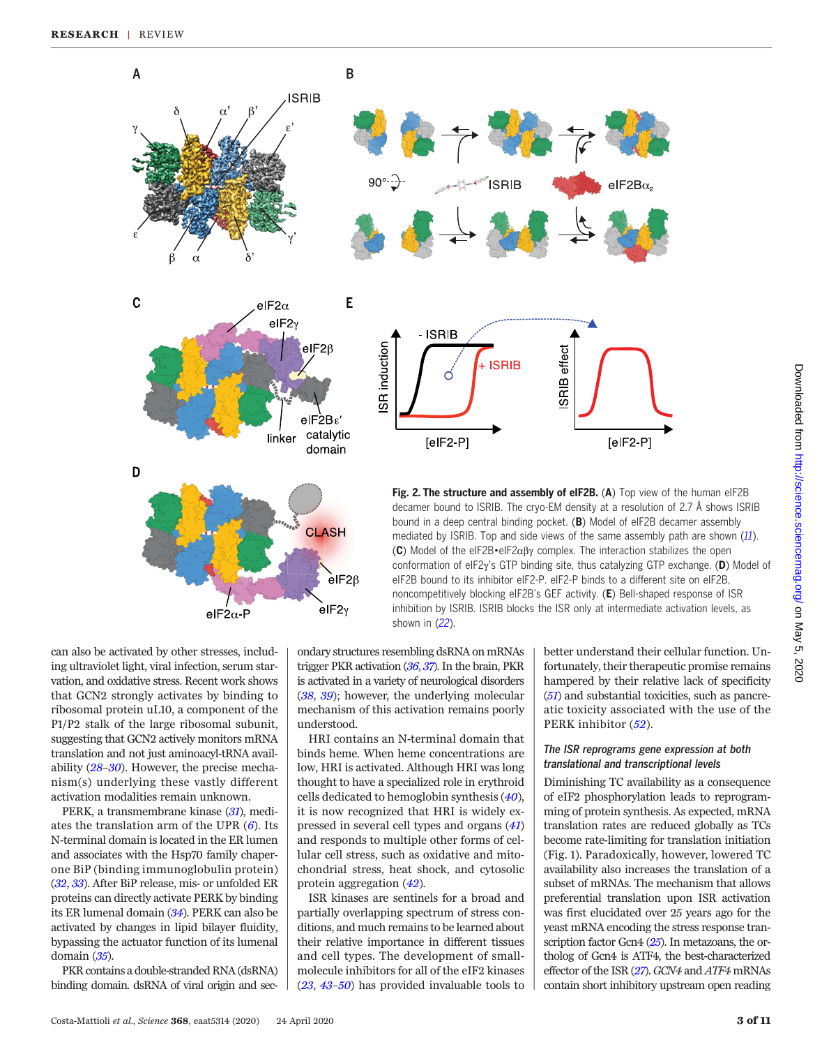**Fig. 2. The structure and assembly of eIF2B.** (**A**) Top view of the human eIF2B decamer bound to ISRIB. The cryo-EM density at a resolution of 2.7 Å shows ISRIB bound in a deep central binding pocket. (**B**) Model of eIF2B decamer assembly mediated by ISRIB. Top and side views of the same assembly path are shown (11). (**C**) Model of the eIF2B•eIF2αβγ complex. The interaction stabilizes the open conformation of eIF2γ's GTP binding site, thus catalyzing GTP exchange. (**D**) Model of eIF2B bound to its inhibitor eIF2-P. eIF2-P binds to a different site on eIF2B, noncompetitively blocking eIF2B's GEF activity. (**E**) Bell-shaped response of ISR inhibition by ISRIB. ISRIB blocks the ISR only at intermediate activation levels, as shown in (22).

can also be activated by other stresses, including ultraviolet light, viral infection, serum starvation, and oxidative stress. Recent work shows that GCN2 strongly activates by binding to ribosomal protein uL10, a component of the P1/P2 stalk of the large ribosomal subunit, suggesting that GCN2 actively monitors mRNA translation and not just aminoacyl-tRNA availability (28–30). However, the precise mechanism(s) underlying these vastly different activation modalities remain unknown.

PERK, a transmembrane kinase (31), mediates the translation arm of the UPR (6). Its N-terminal domain is located in the ER lumen and associates with the Hsp70 family chaperone BiP (binding immunoglobulin protein) (32, 33). After BiP release, mis- or unfolded ER proteins can directly activate PERK by binding its ER lumenal domain (34). PERK can also be activated by changes in lipid bilayer fluidity, bypassing the actuator function of its lumenal domain (35).

PKR contains a double-stranded RNA (dsRNA) binding domain. dsRNA of viral origin and secondary structures resembling dsRNA on mRNAs trigger PKR activation (36, 37). In the brain, PKR is activated in a variety of neurological disorders (38, 39); however, the underlying molecular mechanism of this activation remains poorly understood.

HRI contains an N-terminal domain that binds heme. When heme concentrations are low, HRI is activated. Although HRI was long thought to have a specialized role in erythroid cells dedicated to hemoglobin synthesis (40), it is now recognized that HRI is widely expressed in several cell types and organs (41) and responds to multiple other forms of cellular cell stress, such as oxidative and mitochondrial stress, heat shock, and cytosolic protein aggregation (42).

ISR kinases are sentinels for a broad and partially overlapping spectrum of stress conditions, and much remains to be learned about their relative importance in different tissues and cell types. The development of small-molecule inhibitors for all of the eIF2 kinases (23, 43–50) has provided invaluable tools to better understand their cellular function. Unfortunately, their therapeutic promise remains hampered by their relative lack of specificity (51) and substantial toxicities, such as pancreatic toxicity associated with the use of the PERK inhibitor (52).

### *The ISR reprograms gene expression at both translational and transcriptional levels*

Diminishing TC availability as a consequence of eIF2 phosphorylation leads to reprogramming of protein synthesis. As expected, mRNA translation rates are reduced globally as TCs become rate-limiting for translation initiation (Fig. 1). Paradoxically, however, lowered TC availability also increases the translation of a subset of mRNAs. The mechanism that allows preferential translation upon ISR activation was first elucidated over 25 years ago for the yeast mRNA encoding the stress response transcription factor Gcn4 (25). In metazoans, the ortholog of Gcn4 is ATF4, the best-characterized effector of the ISR (27). *GCN4* and *ATF4* mRNAs contain short inhibitory upstream open reading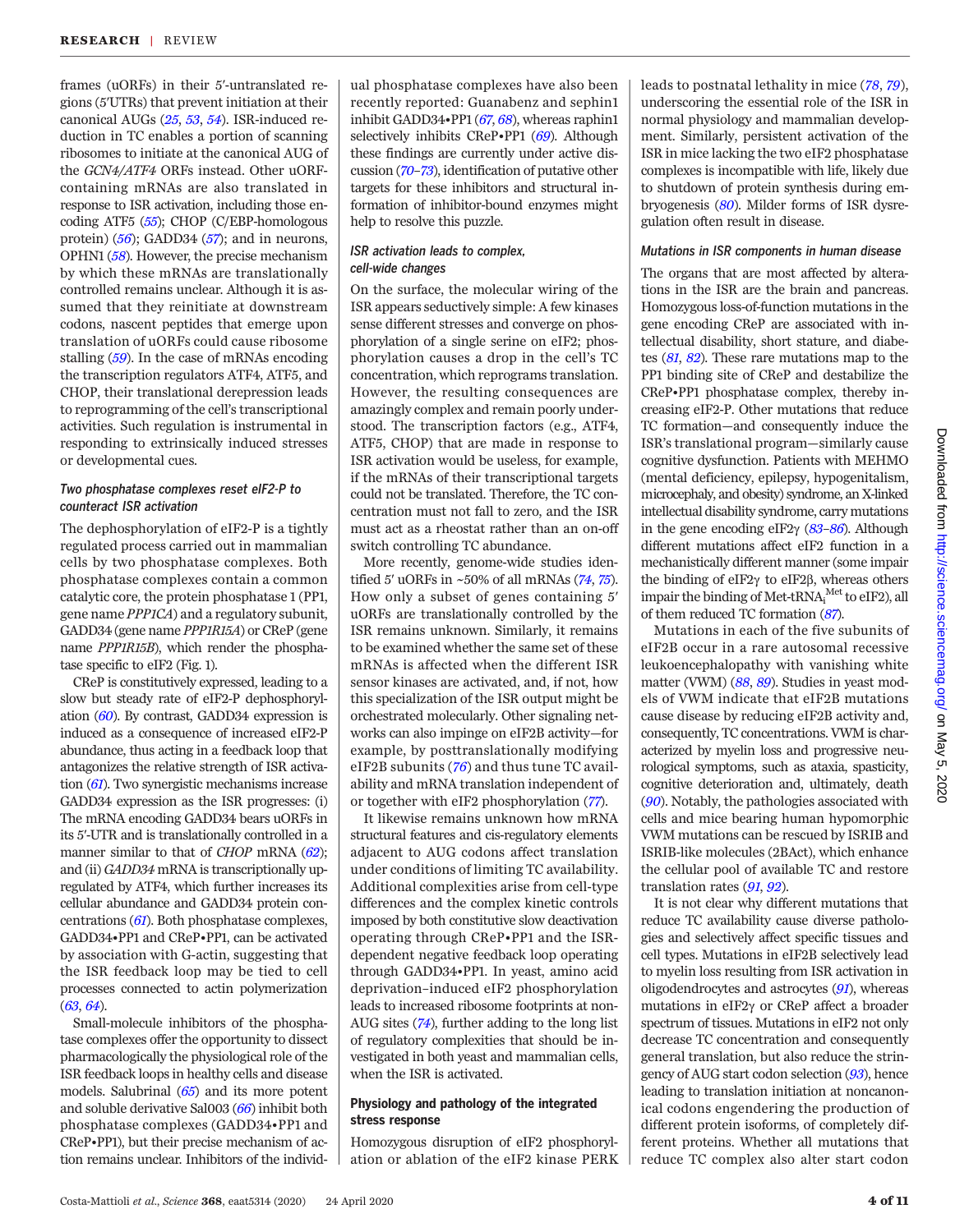frames (uORFs) in their 5′-untranslated regions (5′UTRs) that prevent initiation at their canonical AUGs (25, 53, 54). ISR-induced reduction in TC enables a portion of scanning ribosomes to initiate at the canonical AUG of the *GCN4/ATF4* ORFs instead. Other uORF-containing mRNAs are also translated in response to ISR activation, including those encoding ATF5 (55); CHOP (C/EBP-homologous protein) (56); GADD34 (57); and in neurons, OPHN1 (58). However, the precise mechanism by which these mRNAs are translationally controlled remains unclear. Although it is assumed that they reinitiate at downstream codons, nascent peptides that emerge upon translation of uORFs could cause ribosome stalling (59). In the case of mRNAs encoding the transcription regulators ATF4, ATF5, and CHOP, their translational derepression leads to reprogramming of the cell's transcriptional activities. Such regulation is instrumental in responding to extrinsically induced stresses or developmental cues.

### *Two phosphatase complexes reset eIF2-P to counteract ISR activation*

The dephosphorylation of eIF2-P is a tightly regulated process carried out in mammalian cells by two phosphatase complexes. Both phosphatase complexes contain a common catalytic core, the protein phosphatase 1 (PP1, gene name *PPP1CA*) and a regulatory subunit, GADD34 (gene name *PPP1R15A*) or CReP (gene name *PPP1R15B*), which render the phosphatase specific to eIF2 (Fig. 1).

CReP is constitutively expressed, leading to a slow but steady rate of eIF2-P dephosphorylation (60). By contrast, GADD34 expression is induced as a consequence of increased eIF2-P abundance, thus acting in a feedback loop that antagonizes the relative strength of ISR activation (61). Two synergistic mechanisms increase GADD34 expression as the ISR progresses: (i) The mRNA encoding GADD34 bears uORFs in its 5′-UTR and is translationally controlled in a manner similar to that of *CHOP* mRNA (62); and (ii) *GADD34* mRNA is transcriptionally upregulated by ATF4, which further increases its cellular abundance and GADD34 protein concentrations (61). Both phosphatase complexes, GADD34•PP1 and CReP•PP1, can be activated by association with G-actin, suggesting that the ISR feedback loop may be tied to cell processes connected to actin polymerization (63, 64).

Small-molecule inhibitors of the phosphatase complexes offer the opportunity to dissect pharmacologically the physiological role of the ISR feedback loops in healthy cells and disease models. Salubrinal (65) and its more potent and soluble derivative Sal003 (66) inhibit both phosphatase complexes (GADD34•PP1 and CReP•PP1), but their precise mechanism of action remains unclear. Inhibitors of the individual phosphatase complexes have also been recently reported: Guanabenz and sephin1 inhibit GADD34•PP1 (67, 68), whereas raphin1 selectively inhibits CReP•PP1 (69). Although these findings are currently under active discussion (70–73), identification of putative other targets for these inhibitors and structural information of inhibitor-bound enzymes might help to resolve this puzzle.

### *ISR activation leads to complex, cell-wide changes*

On the surface, the molecular wiring of the ISR appears seductively simple: A few kinases sense different stresses and converge on phosphorylation of a single serine on eIF2; phosphorylation causes a drop in the cell's TC concentration, which reprograms translation. However, the resulting consequences are amazingly complex and remain poorly understood. The transcription factors (e.g., ATF4, ATF5, CHOP) that are made in response to ISR activation would be useless, for example, if the mRNAs of their transcriptional targets could not be translated. Therefore, the TC concentration must not fall to zero, and the ISR must act as a rheostat rather than an on-off switch controlling TC abundance.

More recently, genome-wide studies identified 5′ uORFs in ~50% of all mRNAs (74, 75). How only a subset of genes containing 5′ uORFs are translationally controlled by the ISR remains unknown. Similarly, it remains to be examined whether the same set of these mRNAs is affected when the different ISR sensor kinases are activated, and, if not, how this specialization of the ISR output might be orchestrated molecularly. Other signaling networks can also impinge on eIF2B activity—for example, by posttranslationally modifying eIF2B subunits (76) and thus tune TC availability and mRNA translation independent of or together with eIF2 phosphorylation (77).

It likewise remains unknown how mRNA structural features and cis-regulatory elements adjacent to AUG codons affect translation under conditions of limiting TC availability. Additional complexities arise from cell-type differences and the complex kinetic controls imposed by both constitutive slow deactivation operating through CReP•PP1 and the ISR-dependent negative feedback loop operating through GADD34•PP1. In yeast, amino acid deprivation–induced eIF2 phosphorylation leads to increased ribosome footprints at non-AUG sites (74), further adding to the long list of regulatory complexities that should be investigated in both yeast and mammalian cells, when the ISR is activated.

## Physiology and pathology of the integrated stress response

Homozygous disruption of eIF2 phosphorylation or ablation of the eIF2 kinase PERK leads to postnatal lethality in mice (78, 79), underscoring the essential role of the ISR in normal physiology and mammalian development. Similarly, persistent activation of the ISR in mice lacking the two eIF2 phosphatase complexes is incompatible with life, likely due to shutdown of protein synthesis during embryogenesis (80). Milder forms of ISR dysregulation often result in disease.

### *Mutations in ISR components in human disease*

The organs that are most affected by alterations in the ISR are the brain and pancreas. Homozygous loss-of-function mutations in the gene encoding CReP are associated with intellectual disability, short stature, and diabetes (81, 82). These rare mutations map to the PP1 binding site of CReP and destabilize the CReP•PP1 phosphatase complex, thereby increasing eIF2-P. Other mutations that reduce TC formation—and consequently induce the ISR's translational program—similarly cause cognitive dysfunction. Patients with MEHMO (mental deficiency, epilepsy, hypogenitalism, microcephaly, and obesity) syndrome, an X-linked intellectual disability syndrome, carry mutations in the gene encoding eIF2γ (83–86). Although different mutations affect eIF2 function in a mechanistically different manner (some impair the binding of eIF2γ to eIF2β, whereas others impair the binding of Met-tRNA$_i^{Met}$ to eIF2), all of them reduced TC formation (87).

Mutations in each of the five subunits of eIF2B occur in a rare autosomal recessive leukoencephalopathy with vanishing white matter (VWM) (88, 89). Studies in yeast models of VWM indicate that eIF2B mutations cause disease by reducing eIF2B activity and, consequently, TC concentrations. VWM is characterized by myelin loss and progressive neurological symptoms, such as ataxia, spasticity, cognitive deterioration and, ultimately, death (90). Notably, the pathologies associated with cells and mice bearing human hypomorphic VWM mutations can be rescued by ISRIB and ISRIB-like molecules (2BAct), which enhance the cellular pool of available TC and restore translation rates (91, 92).

It is not clear why different mutations that reduce TC availability cause diverse pathologies and selectively affect specific tissues and cell types. Mutations in eIF2B selectively lead to myelin loss resulting from ISR activation in oligodendrocytes and astrocytes (91), whereas mutations in eIF2γ or CReP affect a broader spectrum of tissues. Mutations in eIF2 not only decrease TC concentration and consequently general translation, but also reduce the stringency of AUG start codon selection (93), hence leading to translation initiation at noncanonical codons engendering the production of different protein isoforms, of completely different proteins. Whether all mutations that reduce TC complex also alter start codon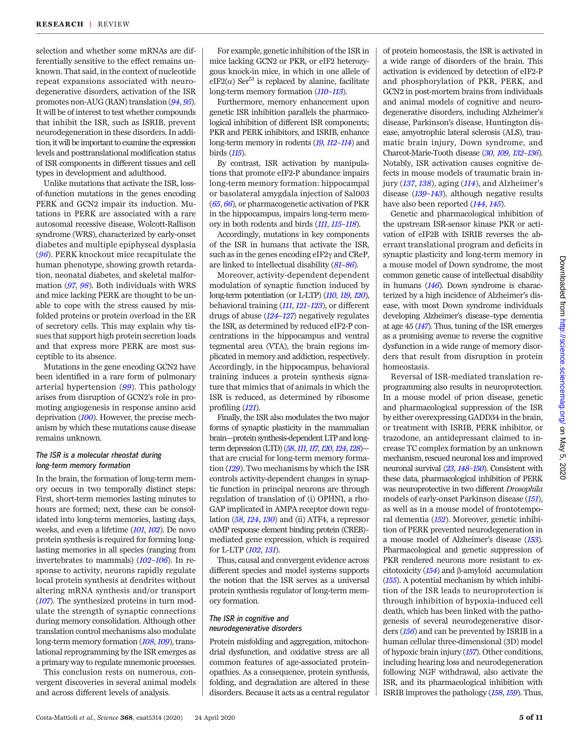selection and whether some mRNAs are differentially sensitive to the effect remains unknown. That said, in the context of nucleotide repeat expansions associated with neurodegenerative disorders, activation of the ISR promotes non-AUG (RAN) translation (94, 95). It will be of interest to test whether compounds that inhibit the ISR, such as ISRIB, prevent neurodegeneration in these disorders. In addition, it will be important to examine the expression levels and posttranslational modification status of ISR components in different tissues and cell types in development and adulthood.

Unlike mutations that activate the ISR, loss-of-function mutations in the genes encoding PERK and GCN2 impair its induction. Mutations in PERK are associated with a rare autosomal recessive disease, Wolcott-Rallison syndrome (WRS), characterized by early-onset diabetes and multiple epiphyseal dysplasia (96). PERK knockout mice recapitulate the human phenotype, showing growth retardation, neonatal diabetes, and skeletal malformation (97, 98). Both individuals with WRS and mice lacking PERK are thought to be unable to cope with the stress caused by misfolded proteins or protein overload in the ER of secretory cells. This may explain why tissues that support high protein secretion loads and that express more PERK are most susceptible to its absence.

Mutations in the gene encoding GCN2 have been identified in a rare form of pulmonary arterial hypertension (99). This pathology arises from disruption of GCN2's role in promoting angiogenesis in response amino acid deprivation (100). However, the precise mechanism by which these mutations cause disease remains unknown.

### *The ISR is a molecular rheostat during long-term memory formation*

In the brain, the formation of long-term memory occurs in two temporally distinct steps: First, short-term memories lasting minutes to hours are formed; next, these can be consolidated into long-term memories, lasting days, weeks, and even a lifetime (101, 102). De novo protein synthesis is required for forming long-lasting memories in all species (ranging from invertebrates to mammals) (102–106). In response to activity, neurons rapidly regulate local protein synthesis at dendrites without altering mRNA synthesis and/or transport (107). The synthesized proteins in turn modulate the strength of synaptic connections during memory consolidation. Although other translation control mechanisms also modulate long-term memory formation (108, 109), translational reprogramming by the ISR emerges as a primary way to regulate mnemonic processes.

This conclusion rests on numerous, convergent discoveries in several animal models and across different levels of analysis.

For example, genetic inhibition of the ISR in mice lacking GCN2 or PKR, or eIF2 heterozygous knock-in mice, in which in one allele of eIF2(α) $Ser^{51}$ is replaced by alanine, facilitate long-term memory formation (110–113).

Furthermore, memory enhancement upon genetic ISR inhibition parallels the pharmacological inhibition of different ISR components; PKR and PERK inhibitors, and ISRIB, enhance long-term memory in rodents (19, 112–114) and birds (115).

By contrast, ISR activation by manipulations that promote eIF2-P abundance impairs long-term memory formation: hippocampal or basolateral amygdala injection of Sal003 (65, 66), or pharmacogenetic activation of PKR in the hippocampus, impairs long-term memory in both rodents and birds (111, 115–118).

Accordingly, mutations in key components of the ISR in humans that activate the ISR, such as in the genes encoding eIF2γ and CReP, are linked to intellectual disability (81–86).

Moreover, activity-dependent dependent modulation of synaptic function induced by long-term potentiation (or L-LTP) (110, 119, 120), behavioral training (111, 121–123), or different drugs of abuse (124–127) negatively regulates the ISR, as determined by reduced eIF2-P concentrations in the hippocampus and ventral tegmental area (VTA), the brain regions implicated in memory and addiction, respectively. Accordingly, in the hippocampus, behavioral training induces a protein synthesis signature that mimics that of animals in which the ISR is reduced, as determined by ribosome profiling (121).

Finally, the ISR also modulates the two major forms of synaptic plasticity in the mammalian brain—protein synthesis-dependent LTP and long-term depression (LTD) (58, 111, 117, 120, 124, 128)—that are crucial for long-term memory formation (129). Two mechanisms by which the ISR controls activity-dependent changes in synaptic function in principal neurons are through regulation of translation of (i) OPHN1, a rho-GAP implicated in AMPA receptor down regulation (58, 124, 130) and (ii) ATF4, a repressor cAMP response element binding protein (CREB)–mediated gene expression, which is required for L-LTP (102, 131).

Thus, causal and convergent evidence across different species and model systems supports the notion that the ISR serves as a universal protein synthesis regulator of long-term memory formation.

### *The ISR in cognitive and neurodegenerative disorders*

Protein misfolding and aggregation, mitochondrial dysfunction, and oxidative stress are all common features of age-associated proteinopathies. As a consequence, protein synthesis, folding, and degradation are altered in these disorders. Because it acts as a central regulator of protein homeostasis, the ISR is activated in a wide range of disorders of the brain. This activation is evidenced by detection of eIF2-P and phosphorylation of PKR, PERK, and GCN2 in post-mortem brains from individuals and animal models of cognitive and neurodegenerative disorders, including Alzheimer's disease, Parkinson's disease, Huntington disease, amyotrophic lateral sclerosis (ALS), traumatic brain injury, Down syndrome, and Charcot-Marie-Tooth disease (30, 109, 132–136). Notably, ISR activation causes cognitive defects in mouse models of traumatic brain injury (137, 138), aging (114), and Alzheimer's disease (139–143), although negative results have also been reported (144, 145).

Genetic and pharmacological inhibition of the upstream ISR-sensor kinase PKR or activation of eIF2B with ISRIB reverses the aberrant translational program and deficits in synaptic plasticity and long-term memory in a mouse model of Down syndrome, the most common genetic cause of intellectual disability in humans (146). Down syndrome is characterized by a high incidence of Alzheimer's disease, with most Down syndrome individuals developing Alzheimer's disease–type dementia at age 45 (147). Thus, tuning of the ISR emerges as a promising avenue to reverse the cognitive dysfunction in a wide range of memory disorders that result from disruption in protein homeostasis.

Reversal of ISR-mediated translation reprogramming also results in neuroprotection. In a mouse model of prion disease, genetic and pharmacological suppression of the ISR by either overexpressing GADD34 in the brain, or treatment with ISRIB, PERK inhibitor, or trazodone, an antidepressant claimed to increase TC complex formation by an unknown mechanism, rescued neuronal loss and improved neuronal survival (23, 148–150). Consistent with these data, pharmacological inhibition of PERK was neuroprotective in two different *Drosophila* models of early-onset Parkinson disease (151), as well as in a mouse model of frontotemporal dementia (152). Moreover, genetic inhibition of PERK prevented neurodegeneration in a mouse model of Alzheimer's disease (153). Pharmacological and genetic suppression of PKR rendered neurons more resistant to excitotoxicity (154) and β-amyloid accumulation (155). A potential mechanism by which inhibition of the ISR leads to neuroprotection is through inhibition of hypoxia-induced cell death, which has been linked with the pathogenesis of several neurodegenerative disorders (156) and can be prevented by ISRIB in a human cellular three-dimensional (3D) model of hypoxic brain injury (157). Other conditions, including hearing loss and neurodegeneration following NGF withdrawal, also activate the ISR, and its pharmacological inhibition with ISRIB improves the pathology (158, 159). Thus,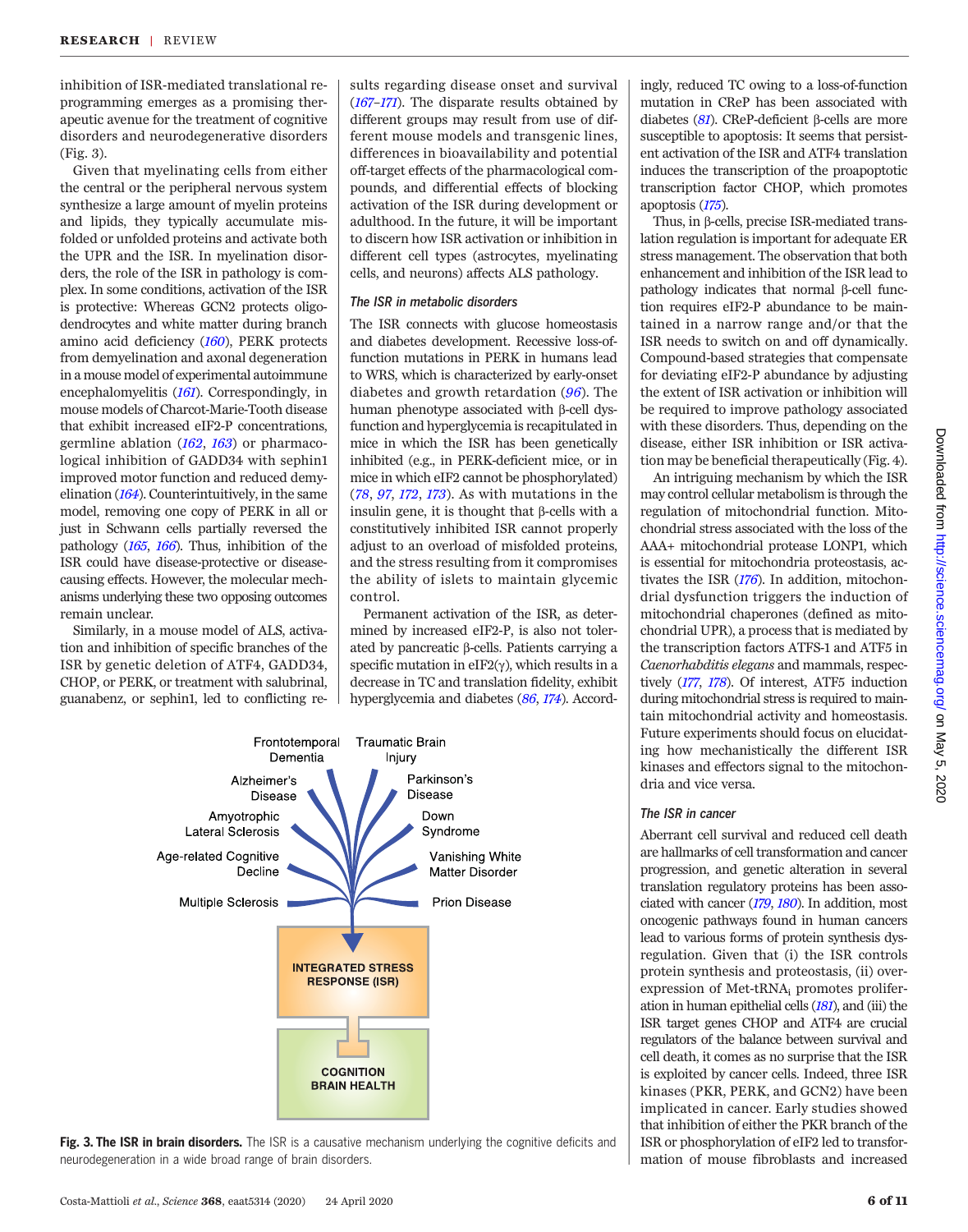inhibition of ISR-mediated translational reprogramming emerges as a promising therapeutic avenue for the treatment of cognitive disorders and neurodegenerative disorders (Fig. 3).

Given that myelinating cells from either the central or the peripheral nervous system synthesize a large amount of myelin proteins and lipids, they typically accumulate misfolded or unfolded proteins and activate both the UPR and the ISR. In myelination disorders, the role of the ISR in pathology is complex. In some conditions, activation of the ISR is protective: Whereas GCN2 protects oligodendrocytes and white matter during branch amino acid deficiency (160), PERK protects from demyelination and axonal degeneration in a mouse model of experimental autoimmune encephalomyelitis (161). Correspondingly, in mouse models of Charcot-Marie-Tooth disease that exhibit increased eIF2-P concentrations, germline ablation (162, 163) or pharmacological inhibition of GADD34 with sephin1 improved motor function and reduced demyelination (164). Counterintuitively, in the same model, removing one copy of PERK in all or just in Schwann cells partially reversed the pathology (165, 166). Thus, inhibition of the ISR could have disease-protective or disease-causing effects. However, the molecular mechanisms underlying these two opposing outcomes remain unclear.

Similarly, in a mouse model of ALS, activation and inhibition of specific branches of the ISR by genetic deletion of ATF4, GADD34, CHOP, or PERK, or treatment with salubrinal, guanabenz, or sephin1, led to conflicting results regarding disease onset and survival (167–171). The disparate results obtained by different groups may result from use of different mouse models and transgenic lines, differences in bioavailability and potential off-target effects of the pharmacological compounds, and differential effects of blocking activation of the ISR during development or adulthood. In the future, it will be important to discern how ISR activation or inhibition in different cell types (astrocytes, myelinating cells, and neurons) affects ALS pathology.

### The ISR in metabolic disorders

The ISR connects with glucose homeostasis and diabetes development. Recessive loss-of-function mutations in PERK in humans lead to WRS, which is characterized by early-onset diabetes and growth retardation (96). The human phenotype associated with β-cell dysfunction and hyperglycemia is recapitulated in mice in which the ISR has been genetically inhibited (e.g., in PERK-deficient mice, or in mice in which eIF2 cannot be phosphorylated) (78, 97, 172, 173). As with mutations in the insulin gene, it is thought that β-cells with a constitutively inhibited ISR cannot properly adjust to an overload of misfolded proteins, and the stress resulting from it compromises the ability of islets to maintain glycemic control.

Permanent activation of the ISR, as determined by increased eIF2-P, is also not tolerated by pancreatic β-cells. Patients carrying a specific mutation in eIF2(γ), which results in a decrease in TC and translation fidelity, exhibit hyperglycemia and diabetes (86, 174). Accordingly, reduced TC owing to a loss-of-function mutation in CReP has been associated with diabetes (81). CReP-deficient β-cells are more susceptible to apoptosis: It seems that persistent activation of the ISR and ATF4 translation induces the transcription of the proapoptotic transcription factor CHOP, which promotes apoptosis (175).

Thus, in β-cells, precise ISR-mediated translation regulation is important for adequate ER stress management. The observation that both enhancement and inhibition of the ISR lead to pathology indicates that normal β-cell function requires eIF2-P abundance to be maintained in a narrow range and/or that the ISR needs to switch on and off dynamically. Compound-based strategies that compensate for deviating eIF2-P abundance by adjusting the extent of ISR activation or inhibition will be required to improve pathology associated with these disorders. Thus, depending on the disease, either ISR inhibition or ISR activation may be beneficial therapeutically (Fig. 4).

An intriguing mechanism by which the ISR may control cellular metabolism is through the regulation of mitochondrial function. Mitochondrial stress associated with the loss of the AAA+ mitochondrial protease LONP1, which is essential for mitochondria proteostasis, activates the ISR (176). In addition, mitochondrial dysfunction triggers the induction of mitochondrial chaperones (defined as mitochondrial UPR), a process that is mediated by the transcription factors ATFS-1 and ATF5 in *Caenorhabditis elegans* and mammals, respectively (177, 178). Of interest, ATF5 induction during mitochondrial stress is required to maintain mitochondrial activity and homeostasis. Future experiments should focus on elucidating how mechanistically the different ISR kinases and effectors signal to the mitochondria and vice versa.

### The ISR in cancer

Aberrant cell survival and reduced cell death are hallmarks of cell transformation and cancer progression, and genetic alteration in several translation regulatory proteins has been associated with cancer (179, 180). In addition, most oncogenic pathways found in human cancers lead to various forms of protein synthesis dysregulation. Given that (i) the ISR controls protein synthesis and proteostasis, (ii) overexpression of Met-tRNA$_i$ promotes proliferation in human epithelial cells (181), and (iii) the ISR target genes CHOP and ATF4 are crucial regulators of the balance between survival and cell death, it comes as no surprise that the ISR is exploited by cancer cells. Indeed, three ISR kinases (PKR, PERK, and GCN2) have been implicated in cancer. Early studies showed that inhibition of either the PKR branch of the ISR or phosphorylation of eIF2 led to transformation of mouse fibroblasts and increased

Frontotemporal Dementia; Traumatic Brain Injury; Alzheimer's Disease; Parkinson's Disease; Amyotrophic Lateral Sclerosis; Down Syndrome; Age-related Cognitive Decline; Vanishing White Matter Disorder; Multiple Sclerosis; Prion Disease → INTEGRATED STRESS RESPONSE (ISR) → COGNITION BRAIN HEALTH

**Fig. 3. The ISR in brain disorders.** The ISR is a causative mechanism underlying the cognitive deficits and neurodegeneration in a wide broad range of brain disorders.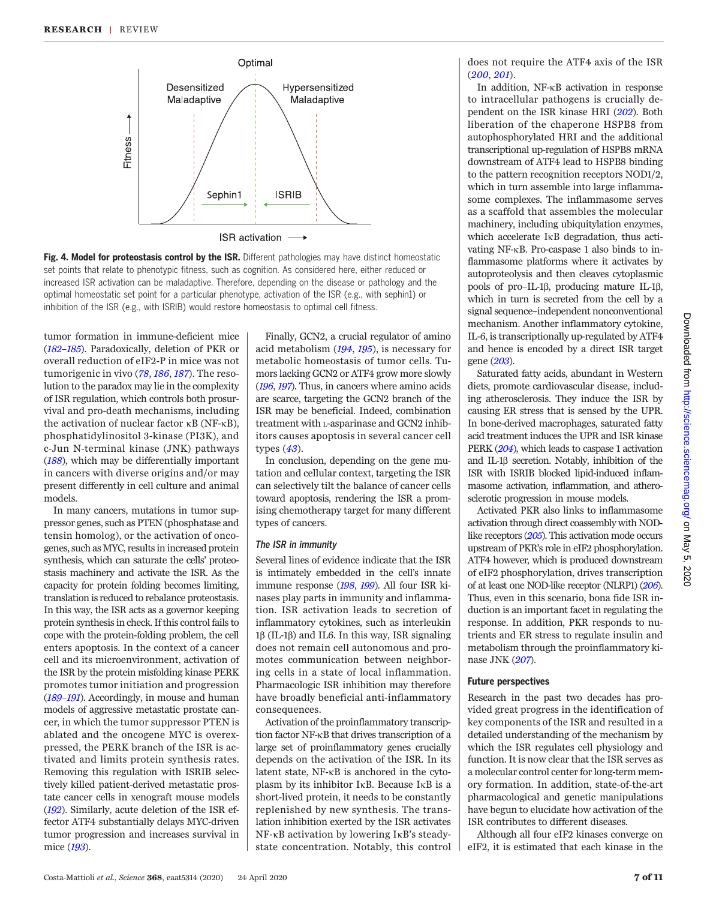**Fig. 4. Model for proteostasis control by the ISR.** Different pathologies may have distinct homeostatic set points that relate to phenotypic fitness, such as cognition. As considered here, either reduced or increased ISR activation can be maladaptive. Therefore, depending on the disease or pathology and the optimal homeostatic set point for a particular phenotype, activation of the ISR (e.g., with sephin1) or inhibition of the ISR (e.g., with ISRIB) would restore homeostasis to optimal cell fitness.

tumor formation in immune-deficient mice (182–185). Paradoxically, deletion of PKR or overall reduction of eIF2-P in mice was not tumorigenic in vivo (78, 186, 187). The resolution to the paradox may lie in the complexity of ISR regulation, which controls both prosurvival and pro-death mechanisms, including the activation of nuclear factor κB (NF-κB), phosphatidylinositol 3-kinase (PI3K), and c-Jun N-terminal kinase (JNK) pathways (188), which may be differentially important in cancers with diverse origins and/or may present differently in cell culture and animal models.

In many cancers, mutations in tumor suppressor genes, such as PTEN (phosphatase and tensin homolog), or the activation of oncogenes, such as MYC, results in increased protein synthesis, which can saturate the cells' proteostasis machinery and activate the ISR. As the capacity for protein folding becomes limiting, translation is reduced to rebalance proteostasis. In this way, the ISR acts as a governor keeping protein synthesis in check. If this control fails to cope with the protein-folding problem, the cell enters apoptosis. In the context of a cancer cell and its microenvironment, activation of the ISR by the protein misfolding kinase PERK promotes tumor initiation and progression (189–191). Accordingly, in mouse and human models of aggressive metastatic prostate cancer, in which the tumor suppressor PTEN is ablated and the oncogene MYC is overexpressed, the PERK branch of the ISR is activated and limits protein synthesis rates. Removing this regulation with ISRIB selectively killed patient-derived metastatic prostate cancer cells in xenograft mouse models (192). Similarly, acute deletion of the ISR effector ATF4 substantially delays MYC-driven tumor progression and increases survival in mice (193).

Finally, GCN2, a crucial regulator of amino acid metabolism (194, 195), is necessary for metabolic homeostasis of tumor cells. Tumors lacking GCN2 or ATF4 grow more slowly (196, 197). Thus, in cancers where amino acids are scarce, targeting the GCN2 branch of the ISR may be beneficial. Indeed, combination treatment with L-asparinase and GCN2 inhibitors causes apoptosis in several cancer cell types (43).

In conclusion, depending on the gene mutation and cellular context, targeting the ISR can selectively tilt the balance of cancer cells toward apoptosis, rendering the ISR a promising chemotherapy target for many different types of cancers.

### *The ISR in immunity*

Several lines of evidence indicate that the ISR is intimately embedded in the cell's innate immune response (198, 199). All four ISR kinases play parts in immunity and inflammation. ISR activation leads to secretion of inflammatory cytokines, such as interleukin 1β (IL-1β) and IL6. In this way, ISR signaling does not remain cell autonomous and promotes communication between neighboring cells in a state of local inflammation. Pharmacologic ISR inhibition may therefore have broadly beneficial anti-inflammatory consequences.

Activation of the proinflammatory transcription factor NF-κB that drives transcription of a large set of proinflammatory genes crucially depends on the activation of the ISR. In its latent state, NF-κB is anchored in the cytoplasm by its inhibitor IκB. Because IκB is a short-lived protein, it needs to be constantly replenished by new synthesis. The translation inhibition exerted by the ISR activates NF-κB activation by lowering IκB's steady-state concentration. Notably, this control does not require the ATF4 axis of the ISR (200, 201).

In addition, NF-κB activation in response to intracellular pathogens is crucially dependent on the ISR kinase HRI (202). Both liberation of the chaperone HSPB8 from autophosphorylated HRI and the additional transcriptional up-regulation of HSPB8 mRNA downstream of ATF4 lead to HSPB8 binding to the pattern recognition receptors NOD1/2, which in turn assemble into large inflammasome complexes. The inflammasome serves as a scaffold that assembles the molecular machinery, including ubiquitylation enzymes, which accelerate IκB degradation, thus activating NF-κB. Pro-caspase 1 also binds to inflammasome platforms where it activates by autoproteolysis and then cleaves cytoplasmic pools of pro–IL-1β, producing mature IL-1β, which in turn is secreted from the cell by a signal sequence–independent nonconventional mechanism. Another inflammatory cytokine, IL-6, is transcriptionally up-regulated by ATF4 and hence is encoded by a direct ISR target gene (203).

Saturated fatty acids, abundant in Western diets, promote cardiovascular disease, including atherosclerosis. They induce the ISR by causing ER stress that is sensed by the UPR. In bone-derived macrophages, saturated fatty acid treatment induces the UPR and ISR kinase PERK (204), which leads to caspase 1 activation and IL-1β secretion. Notably, inhibition of the ISR with ISRIB blocked lipid-induced inflammasome activation, inflammation, and atherosclerotic progression in mouse models.

Activated PKR also links to inflammasome activation through direct coassembly with NOD-like receptors (205). This activation mode occurs upstream of PKR's role in eIF2 phosphorylation. ATF4 however, which is produced downstream of eIF2 phosphorylation, drives transcription of at least one NOD-like receptor (NLRP1) (206). Thus, even in this scenario, bona fide ISR induction is an important facet in regulating the response. In addition, PKR responds to nutrients and ER stress to regulate insulin and metabolism through the proinflammatory kinase JNK (207).

## Future perspectives

Research in the past two decades has provided great progress in the identification of key components of the ISR and resulted in a detailed understanding of the mechanism by which the ISR regulates cell physiology and function. It is now clear that the ISR serves as a molecular control center for long-term memory formation. In addition, state-of-the-art pharmacological and genetic manipulations have begun to elucidate how activation of the ISR contributes to different diseases.

Although all four eIF2 kinases converge on eIF2, it is estimated that each kinase in the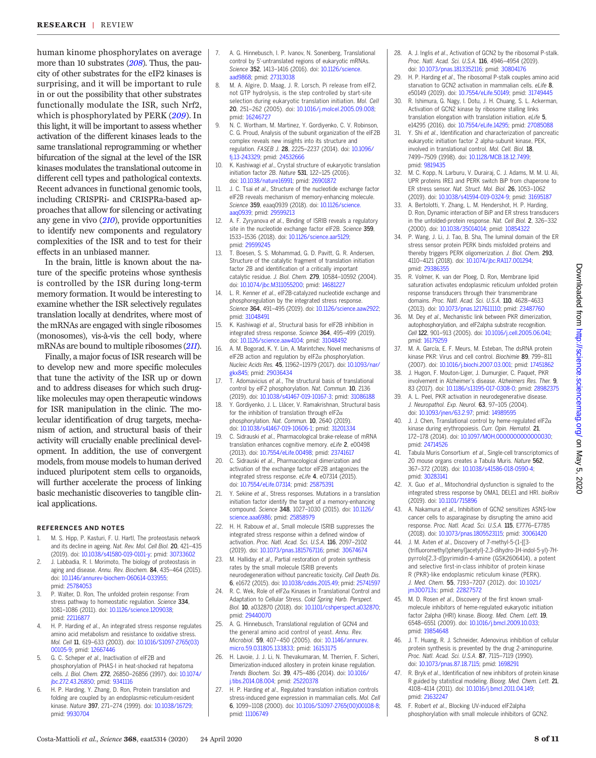human kinome phosphorylates on average more than 10 substrates (*208*). Thus, the paucity of other substrates for the eIF2 kinases is surprising, and it will be important to rule in or out the possibility that other substrates functionally modulate the ISR, such Nrf2, which is phosphorylated by PERK (*209*). In this light, it will be important to assess whether activation of the different kinases leads to the same translational reprogramming or whether bifurcation of the signal at the level of the ISR kinases modulates the translational outcome in different cell types and pathological contexts. Recent advances in functional genomic tools, including CRISPRi- and CRISPRa-based approaches that allow for silencing or activating any gene in vivo (*210*), provide opportunities to identify new components and regulatory complexities of the ISR and to test for their effects in an unbiased manner.

In the brain, little is known about the nature of the specific proteins whose synthesis is controlled by the ISR during long-term memory formation. It would be interesting to examine whether the ISR selectively regulates translation locally at dendrites, where most of the mRNAs are engaged with single ribosomes (monosomes), vis-à-vis the cell body, where mRNAs are bound to multiple ribosomes (*211*).

Finally, a major focus of ISR research will be to develop new and more specific molecules that tune the activity of the ISR up or down and to address diseases for which such drug-like molecules may open therapeutic windows for ISR manipulation in the clinic. The molecular identification of drug targets, mechanism of action, and structural basis of their activity will crucially enable preclinical development. In addition, the use of convergent models, from mouse models to human derived induced pluripotent stem cells to organoids, will further accelerate the process of linking basic mechanistic discoveries to tangible clinical applications.

## REFERENCES AND NOTES

1. M. S. Hipp, P. Kasturi, F. U. Hartl, The proteostasis network and its decline in ageing. *Nat. Rev. Mol. Cell Biol.* **20**, 421–435 (2019). doi: 10.1038/s41580-019-0101-y; pmid: 30733602
2. J. Labbadia, R. I. Morimoto, The biology of proteostasis in aging and disease. *Annu. Rev. Biochem.* **84**, 435–464 (2015). doi: 10.1146/annurev-biochem-060614-033955; pmid: 25784053
3. P. Walter, D. Ron, The unfolded protein response: From stress pathway to homeostatic regulation. *Science* **334**, 1081–1086 (2011). doi: 10.1126/science.1209038; pmid: 22116877
4. H. P. Harding *et al.*, An integrated stress response regulates amino acid metabolism and resistance to oxidative stress. *Mol. Cell* **11**, 619–633 (2003). doi: 10.1016/S1097-2765(03)00105-9; pmid: 12667446
5. G. C. Scheper *et al.*, Inactivation of eIF2B and phosphorylation of PHAS-I in heat-shocked rat hepatoma cells. *J. Biol. Chem.* **272**, 26850–26856 (1997). doi: 10.1074/jbc.272.43.26850; pmid: 9341116
6. H. P. Harding, Y. Zhang, D. Ron, Protein translation and folding are coupled by an endoplasmic-reticulum-resident kinase. *Nature* **397**, 271–274 (1999). doi: 10.1038/16729; pmid: 9930704
7. A. G. Hinnebusch, I. P. Ivanov, N. Sonenberg, Translational control by 5′-untranslated regions of eukaryotic mRNAs. *Science* **352**, 1413–1416 (2016). doi: 10.1126/science.aad9868; pmid: 27313038
8. M. A. Algire, D. Maag, J. R. Lorsch, Pi release from eIF2, not GTP hydrolysis, is the step controlled by start-site selection during eukaryotic translation initiation. *Mol. Cell* **20**, 251–262 (2005). doi: 10.1016/j.molcel.2005.09.008; pmid: 16246727
9. N. C. Wortham, M. Martinez, Y. Gordiyenko, C. V. Robinson, C. G. Proud, Analysis of the subunit organization of the eIF2B complex reveals new insights into its structure and regulation. *FASEB J.* **28**, 2225–2237 (2014). doi: 10.1096/fj.13-243329; pmid: 24532666
10. K. Kashiwagi *et al.*, Crystal structure of eukaryotic translation initiation factor 2B. *Nature* **531**, 122–125 (2016). doi: 10.1038/nature16991; pmid: 26901872
11. J. C. Tsai *et al.*, Structure of the nucleotide exchange factor eIF2B reveals mechanism of memory-enhancing molecule. *Science* **359**, eaaq0939 (2018). doi: 10.1126/science.aaq0939; pmid: 29599213
12. A. F. Zyryanova *et al.*, Binding of ISRIB reveals a regulatory site in the nucleotide exchange factor eIF2B. *Science* **359**, 1533–1536 (2018). doi: 10.1126/science.aar5129; pmid: 29599245
13. T. Boesen, S. S. Mohammad, G. D. Pavitt, G. R. Andersen, Structure of the catalytic fragment of translation initiation factor 2B and identification of a critically important catalytic residue. *J. Biol. Chem.* **279**, 10584–10592 (2004). doi: 10.1074/jbc.M311055200; pmid: 14681227
14. L. R. Kenner *et al.*, eIF2B-catalyzed nucleotide exchange and phosphoregulation by the integrated stress response. *Science* **364**, 491–495 (2019). doi: 10.1126/science.aaw2922; pmid: 31048491
15. K. Kashiwagi *et al.*, Structural basis for eIF2B inhibition in integrated stress response. *Science* **364**, 495–499 (2019). doi: 10.1126/science.aaw4104; pmid: 31048492
16. A. M. Bogorad, K. Y. Lin, A. Marintchev, Novel mechanisms of eIF2B action and regulation by eIF2α phosphorylation. *Nucleic Acids Res.* **45**, 11962–11979 (2017). doi: 10.1093/nar/gkx845; pmid: 29036434
17. T. Adomavicius *et al.*, The structural basis of translational control by eIF2 phosphorylation. *Nat. Commun.* **10**, 2136 (2019). doi: 10.1038/s41467-019-10167-3; pmid: 31086188
18. Y. Gordiyenko, J. L. Llácer, V. Ramakrishnan, Structural basis for the inhibition of translation through eIF2α phosphorylation. *Nat. Commun.* **10**, 2640 (2019). doi: 10.1038/s41467-019-10606-1; pmid: 31201334
19. C. Sidrauski *et al.*, Pharmacological brake-release of mRNA translation enhances cognitive memory. *eLife* **2**, e00498 (2013). doi: 10.7554/eLife.00498; pmid: 23741617
20. C. Sidrauski *et al.*, Pharmacological dimerization and activation of the exchange factor eIF2B antagonizes the integrated stress response. *eLife* **4**, e07314 (2015). doi: 10.7554/eLife.07314; pmid: 25875391
21. Y. Sekine *et al.*, Stress responses. Mutations in a translation initiation factor identify the target of a memory-enhancing compound. *Science* **348**, 1027–1030 (2015). doi: 10.1126/science.aaa6986; pmid: 25858979
22. H. H. Rabouw *et al.*, Small molecule ISRIB suppresses the integrated stress response within a defined window of activation. *Proc. Natl. Acad. Sci. U.S.A.* **116**, 2097–2102 (2019). doi: 10.1073/pnas.1815767116; pmid: 30674674
23. M. Halliday *et al.*, Partial restoration of protein synthesis rates by the small molecule ISRIB prevents neurodegeneration without pancreatic toxicity. *Cell Death Dis.* **6**, e1672 (2015). doi: 10.1038/cddis.2015.49; pmid: 25741597
24. R. C. Wek, Role of eIF2α Kinases in Translational Control and Adaptation to Cellular Stress. *Cold Spring Harb. Perspect. Biol.* **10**, a032870 (2018). doi: 10.1101/cshperspect.a032870; pmid: 29440070
25. A. G. Hinnebusch, Translational regulation of GCN4 and the general amino acid control of yeast. *Annu. Rev. Microbiol.* **59**, 407–450 (2005). doi: 10.1146/annurev.micro.59.031805.133833; pmid: 16153175
26. H. Lavoie, J. J. Li, N. Thevakumaran, M. Therrien, F. Sicheri, Dimerization-induced allostery in protein kinase regulation. *Trends Biochem. Sci.* **39**, 475–486 (2014). doi: 10.1016/j.tibs.2014.08.004; pmid: 25220378
27. H. P. Harding *et al.*, Regulated translation initiation controls stress-induced gene expression in mammalian cells. *Mol. Cell* **6**, 1099–1108 (2000). doi: 10.1016/S1097-2765(00)00108-8; pmid: 11106749
28. A. J. Inglis *et al.*, Activation of GCN2 by the ribosomal P-stalk. *Proc. Natl. Acad. Sci. U.S.A.* **116**, 4946–4954 (2019). doi: 10.1073/pnas.1813352116; pmid: 30804176
29. H. P. Harding *et al.*, The ribosomal P-stalk couples amino acid starvation to GCN2 activation in mammalian cells. *eLife* **8**, e50149 (2019). doi: 10.7554/eLife.50149; pmid: 31749445
30. R. Ishimura, G. Nagy, I. Dotu, J. H. Chuang, S. L. Ackerman, Activation of GCN2 kinase by ribosome stalling links translation elongation with translation initiation. *eLife* **5**, e14295 (2016). doi: 10.7554/eLife.14295; pmid: 27085088
31. Y. Shi *et al.*, Identification and characterization of pancreatic eukaryotic initiation factor 2 alpha-subunit kinase, PEK, involved in translational control. *Mol. Cell. Biol.* **18**, 7499–7509 (1998). doi: 10.1128/MCB.18.12.7499; pmid: 9819435
32. M. C. Kopp, N. Larburu, V. Durairaj, C. J. Adams, M. M. U. Ali, UPR proteins IRE1 and PERK switch BiP from chaperone to ER stress sensor. *Nat. Struct. Mol. Biol.* **26**, 1053–1062 (2019). doi: 10.1038/s41594-019-0324-9; pmid: 31695187
33. A. Bertolotti, Y. Zhang, L. M. Hendershot, H. P. Harding, D. Ron, Dynamic interaction of BiP and ER stress transducers in the unfolded-protein response. *Nat. Cell Biol.* **2**, 326–332 (2000). doi: 10.1038/35014014; pmid: 10854322
34. P. Wang, J. Li, J. Tao, B. Sha, The luminal domain of the ER stress sensor protein PERK binds misfolded proteins and thereby triggers PERK oligomerization. *J. Biol. Chem.* **293**, 4110–4121 (2018). doi: 10.1074/jbc.RA117.001294; pmid: 29386355
35. R. Volmer, K. van der Ploeg, D. Ron, Membrane lipid saturation activates endoplasmic reticulum unfolded protein response transducers through their transmembrane domains. *Proc. Natl. Acad. Sci. U.S.A.* **110**, 4628–4633 (2013). doi: 10.1073/pnas.1217611110; pmid: 23487760
36. M. Dey *et al.*, Mechanistic link between PKR dimerization, autophosphorylation, and eIF2alpha substrate recognition. *Cell* **122**, 901–913 (2005). doi: 10.1016/j.cell.2005.06.041; pmid: 16179259
37. M. A. García, E. F. Meurs, M. Esteban, The dsRNA protein kinase PKR: Virus and cell control. *Biochimie* **89**, 799–811 (2007). doi: 10.1016/j.biochi.2007.03.001; pmid: 17451862
38. J. Hugon, F. Mouton-Liger, J. Dumurgier, C. Paquet, PKR involvement in Alzheimer's disease. *Alzheimers Res. Ther.* **9**, 83 (2017). doi: 10.1186/s13195-017-0308-0; pmid: 28982375
39. A. L. Peel, PKR activation in neurodegenerative disease. *J. Neuropathol. Exp. Neurol.* **63**, 97–105 (2004). doi: 10.1093/jnen/63.2.97; pmid: 14989595
40. J. J. Chen, Translational control by heme-regulated eIF2α kinase during erythropoiesis. *Curr. Opin. Hematol.* **21**, 172–178 (2014). doi: 10.1097/MOH.0000000000000030; pmid: 24714526
41. Tabula Muris Consortium *et al.*, Single-cell transcriptomics of 20 mouse organs creates a Tabula Muris. *Nature* **562**, 367–372 (2018). doi: 10.1038/s41586-018-0590-4; pmid: 30283141
42. X. Guo *et al.*, Mitochondrial dysfunction is signaled to the integrated stress response by OMA1, DELE1 and HRI. *bioRxiv* (2019). doi: 10.1101/715896
43. A. Nakamura *et al.*, Inhibition of GCN2 sensitizes ASNS-low cancer cells to asparaginase by disrupting the amino acid response. *Proc. Natl. Acad. Sci. U.S.A.* **115**, E7776–E7785 (2018). doi: 10.1073/pnas.1805523115; pmid: 30061420
44. J. M. Axten *et al.*, Discovery of 7-methyl-5-(1-{[3-(trifluoromethyl)phenyl]acetyl}-2,3-dihydro-1H-indol-5-yl)-7H-pyrrolo[2,3-d]pyrimidin-4-amine (GSK2606414), a potent and selective first-in-class inhibitor of protein kinase R (PKR)-like endoplasmic reticulum kinase (PERK). *J. Med. Chem.* **55**, 7193–7207 (2012). doi: 10.1021/jm300713s; pmid: 22827572
45. M. D. Rosen *et al.*, Discovery of the first known small-molecule inhibitors of heme-regulated eukaryotic initiation factor 2alpha (HRI) kinase. *Bioorg. Med. Chem. Lett.* **19**, 6548–6551 (2009). doi: 10.1016/j.bmcl.2009.10.033; pmid: 19854648
46. J. T. Huang, R. J. Schneider, Adenovirus inhibition of cellular protein synthesis is prevented by the drug 2-aminopurine. *Proc. Natl. Acad. Sci. U.S.A.* **87**, 7115–7119 (1990). doi: 10.1073/pnas.87.18.7115; pmid: 1698291
47. R. Bryk *et al.*, Identification of new inhibitors of protein kinase R guided by statistical modeling. *Bioorg. Med. Chem. Lett.* **21**, 4108–4114 (2011). doi: 10.1016/j.bmcl.2011.04.149; pmid: 21632247
48. F. Robert *et al.*, Blocking UV-induced eIF2alpha phosphorylation with small molecule inhibitors of GCN2.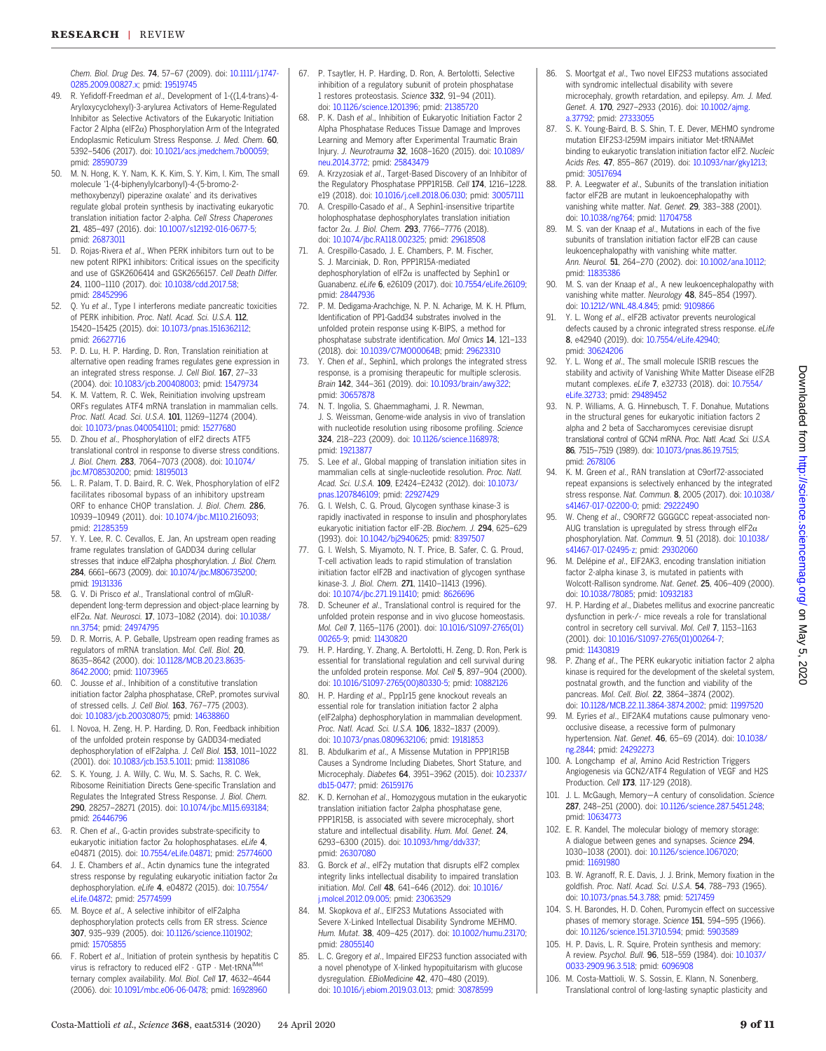*Chem. Biol. Drug Des.* **74**, 57–67 (2009). doi: 10.1111/j.1747-0285.2009.00827.x; pmid: 19519745

49. R. Yefidoff-Freedman *et al*., Development of 1-((1,4-trans)-4-Aryloxycyclohexyl)-3-arylurea Activators of Heme-Regulated Inhibitor as Selective Activators of the Eukaryotic Initiation Factor 2 Alpha (eIF2α) Phosphorylation Arm of the Integrated Endoplasmic Reticulum Stress Response. *J. Med. Chem.* **60**, 5392–5406 (2017). doi: 10.1021/acs.jmedchem.7b00059; pmid: 28590739
50. M. N. Hong, K. Y. Nam, K. K. Kim, S. Y. Kim, I. Kim, The small molecule '1-(4-biphenylylcarbonyl)-4-(5-bromo-2-methoxybenzyl) piperazine oxalate' and its derivatives regulate global protein synthesis by inactivating eukaryotic translation initiation factor 2-alpha. *Cell Stress Chaperones* **21**, 485–497 (2016). doi: 10.1007/s12192-016-0677-5; pmid: 26873011
51. D. Rojas-Rivera *et al*., When PERK inhibitors turn out to be new potent RIPK1 inhibitors: Critical issues on the specificity and use of GSK2606414 and GSK2656157. *Cell Death Differ.* **24**, 1100–1110 (2017). doi: 10.1038/cdd.2017.58; pmid: 28452996
52. Q. Yu *et al*., Type I interferons mediate pancreatic toxicities of PERK inhibition. *Proc. Natl. Acad. Sci. U.S.A.* **112**, 15420–15425 (2015). doi: 10.1073/pnas.1516362112; pmid: 26627716
53. P. D. Lu, H. P. Harding, D. Ron, Translation reinitiation at alternative open reading frames regulates gene expression in an integrated stress response. *J. Cell Biol.* **167**, 27–33 (2004). doi: 10.1083/jcb.200408003; pmid: 15479734
54. K. M. Vattem, R. C. Wek, Reinitiation involving upstream ORFs regulates ATF4 mRNA translation in mammalian cells. *Proc. Natl. Acad. Sci. U.S.A.* **101**, 11269–11274 (2004). doi: 10.1073/pnas.0400541101; pmid: 15277680
55. D. Zhou *et al*., Phosphorylation of eIF2 directs ATF5 translational control in response to diverse stress conditions. *J. Biol. Chem.* **283**, 7064–7073 (2008). doi: 10.1074/jbc.M708530200; pmid: 18195013
56. L. R. Palam, T. D. Baird, R. C. Wek, Phosphorylation of eIF2 facilitates ribosomal bypass of an inhibitory upstream ORF to enhance CHOP translation. *J. Biol. Chem.* **286**, 10939–10949 (2011). doi: 10.1074/jbc.M110.216093; pmid: 21285359
57. Y. Y. Lee, R. C. Cevallos, E. Jan, An upstream open reading frame regulates translation of GADD34 during cellular stresses that induce eIF2alpha phosphorylation. *J. Biol. Chem.* **284**, 6661–6673 (2009). doi: 10.1074/jbc.M806735200; pmid: 19131336
58. G. V. Di Prisco *et al*., Translational control of mGluR-dependent long-term depression and object-place learning by eIF2α. *Nat. Neurosci.* **17**, 1073–1082 (2014). doi: 10.1038/nn.3754; pmid: 24974795
59. D. R. Morris, A. P. Geballe, Upstream open reading frames as regulators of mRNA translation. *Mol. Cell. Biol.* **20**, 8635–8642 (2000). doi: 10.1128/MCB.20.23.8635-8642.2000; pmid: 11073965
60. C. Jousse *et al*., Inhibition of a constitutive translation initiation factor 2alpha phosphatase, CReP, promotes survival of stressed cells. *J. Cell Biol.* **163**, 767–775 (2003). doi: 10.1083/jcb.200308075; pmid: 14638860
61. I. Novoa, H. Zeng, H. P. Harding, D. Ron, Feedback inhibition of the unfolded protein response by GADD34-mediated dephosphorylation of eIF2alpha. *J. Cell Biol.* **153**, 1011–1022 (2001). doi: 10.1083/jcb.153.5.1011; pmid: 11381086
62. S. K. Young, J. A. Willy, C. Wu, M. S. Sachs, R. C. Wek, Ribosome Reinitiation Directs Gene-specific Translation and Regulates the Integrated Stress Response. *J. Biol. Chem.* **290**, 28257–28271 (2015). doi: 10.1074/jbc.M115.693184; pmid: 26446796
63. R. Chen *et al*., G-actin provides substrate-specificity to eukaryotic initiation factor 2α holophosphatases. *eLife* **4**, e04871 (2015). doi: 10.7554/eLife.04871; pmid: 25774600
64. J. E. Chambers *et al*., Actin dynamics tune the integrated stress response by regulating eukaryotic initiation factor 2α dephosphorylation. *eLife* **4**, e04872 (2015). doi: 10.7554/eLife.04872; pmid: 25774599
65. M. Boyce *et al*., A selective inhibitor of eIF2alpha dephosphorylation protects cells from ER stress. *Science* **307**, 935–939 (2005). doi: 10.1126/science.1101902; pmid: 15705855
66. F. Robert *et al*., Initiation of protein synthesis by hepatitis C virus is refractory to reduced eIF2 · GTP · Met-tRNA$^{iMet}$ ternary complex availability. *Mol. Biol. Cell* **17**, 4632–4644 (2006). doi: 10.1091/mbc.e06-06-0478; pmid: 16928960
67. P. Tsaytler, H. P. Harding, D. Ron, A. Bertolotti, Selective inhibition of a regulatory subunit of protein phosphatase 1 restores proteostasis. *Science* **332**, 91–94 (2011). doi: 10.1126/science.1201396; pmid: 21385720
68. P. K. Dash *et al*., Inhibition of Eukaryotic Initiation Factor 2 Alpha Phosphatase Reduces Tissue Damage and Improves Learning and Memory after Experimental Traumatic Brain Injury. *J. Neurotrauma* **32**, 1608–1620 (2015). doi: 10.1089/neu.2014.3772; pmid: 25843479
69. A. Krzyzosiak *et al*., Target-Based Discovery of an Inhibitor of the Regulatory Phosphatase PPP1R15B. *Cell* **174**, 1216–1228.e19 (2018). doi: 10.1016/j.cell.2018.06.030; pmid: 30057111
70. A. Crespillo-Casado *et al*., A Sephin1-insensitive tripartite holophosphatase dephosphorylates translation initiation factor 2α. *J. Biol. Chem.* **293**, 7766–7776 (2018). doi: 10.1074/jbc.RA118.002325; pmid: 29618508
71. A. Crespillo-Casado, J. E. Chambers, P. M. Fischer, S. J. Marciniak, D. Ron, PPP1R15A-mediated dephosphorylation of eIF2α is unaffected by Sephin1 or Guanabenz. *eLife* **6**, e26109 (2017). doi: 10.7554/eLife.26109; pmid: 28447936
72. P. M. Dedigama-Arachchige, N. P. N. Acharige, M. K. H. Pflum, Identification of PP1-Gadd34 substrates involved in the unfolded protein response using K-BIPS, a method for phosphatase substrate identification. *Mol Omics* **14**, 121–133 (2018). doi: 10.1039/C7MO00064B; pmid: 29623310
73. Y. Chen *et al*., Sephin1, which prolongs the integrated stress response, is a promising therapeutic for multiple sclerosis. *Brain* **142**, 344–361 (2019). doi: 10.1093/brain/awy322; pmid: 30657878
74. N. T. Ingolia, S. Ghaemmaghami, J. R. Newman, J. S. Weissman, Genome-wide analysis in vivo of translation with nucleotide resolution using ribosome profiling. *Science* **324**, 218–223 (2009). doi: 10.1126/science.1168978; pmid: 19213877
75. S. Lee *et al*., Global mapping of translation initiation sites in mammalian cells at single-nucleotide resolution. *Proc. Natl. Acad. Sci. U.S.A.* **109**, E2424–E2432 (2012). doi: 10.1073/pnas.1207846109; pmid: 22927429
76. G. I. Welsh, C. G. Proud, Glycogen synthase kinase-3 is rapidly inactivated in response to insulin and phosphorylates eukaryotic initiation factor eIF-2B. *Biochem. J.* **294**, 625–629 (1993). doi: 10.1042/bj2940625; pmid: 8397507
77. G. I. Welsh, S. Miyamoto, N. T. Price, B. Safer, C. G. Proud, T-cell activation leads to rapid stimulation of translation initiation factor eIF2B and inactivation of glycogen synthase kinase-3. *J. Biol. Chem.* **271**, 11410–11413 (1996). doi: 10.1074/jbc.271.19.11410; pmid: 8626696
78. D. Scheuner *et al*., Translational control is required for the unfolded protein response and in vivo glucose homeostasis. *Mol. Cell* **7**, 1165–1176 (2001). doi: 10.1016/S1097-2765(01)00265-9; pmid: 11430820
79. H. P. Harding, Y. Zhang, A. Bertolotti, H. Zeng, D. Ron, Perk is essential for translational regulation and cell survival during the unfolded protein response. *Mol. Cell* **5**, 897–904 (2000). doi: 10.1016/S1097-2765(00)80330-5; pmid: 10882126
80. H. P. Harding *et al*., Ppp1r15 gene knockout reveals an essential role for translation initiation factor 2 alpha (eIF2alpha) dephosphorylation in mammalian development. *Proc. Natl. Acad. Sci. U.S.A.* **106**, 1832–1837 (2009). doi: 10.1073/pnas.0809632106; pmid: 19181853
81. B. Abdulkarim *et al*., A Missense Mutation in PPP1R15B Causes a Syndrome Including Diabetes, Short Stature, and Microcephaly. *Diabetes* **64**, 3951–3962 (2015). doi: 10.2337/db15-0477; pmid: 26159176
82. K. D. Kernohan *et al*., Homozygous mutation in the eukaryotic translation initiation factor 2alpha phosphatase gene, PPP1R15B, is associated with severe microcephaly, short stature and intellectual disability. *Hum. Mol. Genet.* **24**, 6293–6300 (2015). doi: 10.1093/hmg/ddv337; pmid: 26307080
83. G. Borck *et al*., eIF2γ mutation that disrupts eIF2 complex integrity links intellectual disability to impaired translation initiation. *Mol. Cell* **48**, 641–646 (2012). doi: 10.1016/j.molcel.2012.09.005; pmid: 23063529
84. M. Skopkova *et al*., EIF2S3 Mutations Associated with Severe X-Linked Intellectual Disability Syndrome MEHMO. *Hum. Mutat.* **38**, 409–425 (2017). doi: 10.1002/humu.23170; pmid: 28055140
85. L. C. Gregory *et al*., Impaired EIF2S3 function associated with a novel phenotype of X-linked hypopituitarism with glucose dysregulation. *EBioMedicine* **42**, 470–480 (2019). doi: 10.1016/j.ebiom.2019.03.013; pmid: 30878599
86. S. Moortgat *et al*., Two novel EIF2S3 mutations associated with syndromic intellectual disability with severe microcephaly, growth retardation, and epilepsy. *Am. J. Med. Genet. A.* **170**, 2927–2933 (2016). doi: 10.1002/ajmg.a.37792; pmid: 27333055
87. S. K. Young-Baird, B. S. Shin, T. E. Dever, MEHMO syndrome mutation EIF2S3-I259M impairs initiator Met-tRNAiMet binding to eukaryotic translation initiation factor eIF2. *Nucleic Acids Res.* **47**, 855–867 (2019). doi: 10.1093/nar/gky1213; pmid: 30517694
88. P. A. Leegwater *et al*., Subunits of the translation initiation factor eIF2B are mutant in leukoencephalopathy with vanishing white matter. *Nat. Genet.* **29**, 383–388 (2001). doi: 10.1038/ng764; pmid: 11704758
89. M. S. van der Knaap *et al*., Mutations in each of the five subunits of translation initiation factor eIF2B can cause leukoencephalopathy with vanishing white matter. *Ann. Neurol.* **51**, 264–270 (2002). doi: 10.1002/ana.10112; pmid: 11835386
90. M. S. van der Knaap *et al*., A new leukoencephalopathy with vanishing white matter. *Neurology* **48**, 845–854 (1997). doi: 10.1212/WNL.48.4.845; pmid: 9109866
91. Y. L. Wong *et al*., eIF2B activator prevents neurological defects caused by a chronic integrated stress response. *eLife* **8**, e42940 (2019). doi: 10.7554/eLife.42940; pmid: 30624206
92. Y. L. Wong *et al*., The small molecule ISRIB rescues the stability and activity of Vanishing White Matter Disease eIF2B mutant complexes. *eLife* **7**, e32733 (2018). doi: 10.7554/eLife.32733; pmid: 29489452
93. N. P. Williams, A. G. Hinnebusch, T. F. Donahue, Mutations in the structural genes for eukaryotic initiation factors 2 alpha and 2 beta of Saccharomyces cerevisiae disrupt translational control of GCN4 mRNA. *Proc. Natl. Acad. Sci. U.S.A.* **86**, 7515–7519 (1989). doi: 10.1073/pnas.86.19.7515; pmid: 2678106
94. K. M. Green *et al*., RAN translation at C9orf72-associated repeat expansions is selectively enhanced by the integrated stress response. *Nat. Commun.* **8**, 2005 (2017). doi: 10.1038/s41467-017-02200-0; pmid: 29222490
95. W. Cheng *et al*., C9ORF72 GGGGCC repeat-associated non-AUG translation is upregulated by stress through eIF2α phosphorylation. *Nat. Commun.* **9**, 51 (2018). doi: 10.1038/s41467-017-02495-z; pmid: 29302060
96. M. Delépine *et al*., EIF2AK3, encoding translation initiation factor 2-alpha kinase 3, is mutated in patients with Wolcott-Rallison syndrome. *Nat. Genet.* **25**, 406–409 (2000). doi: 10.1038/78085; pmid: 10932183
97. H. P. Harding *et al*., Diabetes mellitus and exocrine pancreatic dysfunction in perk-/- mice reveals a role for translational control in secretory cell survival. *Mol. Cell* **7**, 1153–1163 (2001). doi: 10.1016/S1097-2765(01)00264-7; pmid: 11430819
98. P. Zhang *et al*., The PERK eukaryotic initiation factor 2 alpha kinase is required for the development of the skeletal system, postnatal growth, and the function and viability of the pancreas. *Mol. Cell. Biol.* **22**, 3864–3874 (2002). doi: 10.1128/MCB.22.11.3864-3874.2002; pmid: 11997520
99. M. Eyries *et al*., EIF2AK4 mutations cause pulmonary veno-occlusive disease, a recessive form of pulmonary hypertension. *Nat. Genet.* **46**, 65–69 (2014). doi: 10.1038/ng.2844; pmid: 24292273
100. A. Longchamp *et al*, Amino Acid Restriction Triggers Angiogenesis via GCN2/ATF4 Regulation of VEGF and H2S Production. *Cell* **173**, 117-129 (2018).
101. J. L. McGaugh, Memory—A century of consolidation. *Science* **287**, 248–251 (2000). doi: 10.1126/science.287.5451.248; pmid: 10634773
102. E. R. Kandel, The molecular biology of memory storage: A dialogue between genes and synapses. *Science* **294**, 1030–1038 (2001). doi: 10.1126/science.1067020; pmid: 11691980
103. B. W. Agranoff, R. E. Davis, J. J. Brink, Memory fixation in the goldfish. *Proc. Natl. Acad. Sci. U.S.A.* **54**, 788–793 (1965). doi: 10.1073/pnas.54.3.788; pmid: 5217459
104. S. H. Barondes, H. D. Cohen, Puromycin effect on successive phases of memory storage. *Science* **151**, 594–595 (1966). doi: 10.1126/science.151.3710.594; pmid: 5903589
105. H. P. Davis, L. R. Squire, Protein synthesis and memory: A review. *Psychol. Bull.* **96**, 518–559 (1984). doi: 10.1037/0033-2909.96.3.518; pmid: 6096908
106. M. Costa-Mattioli, W. S. Sossin, E. Klann, N. Sonenberg, Translational control of long-lasting synaptic plasticity and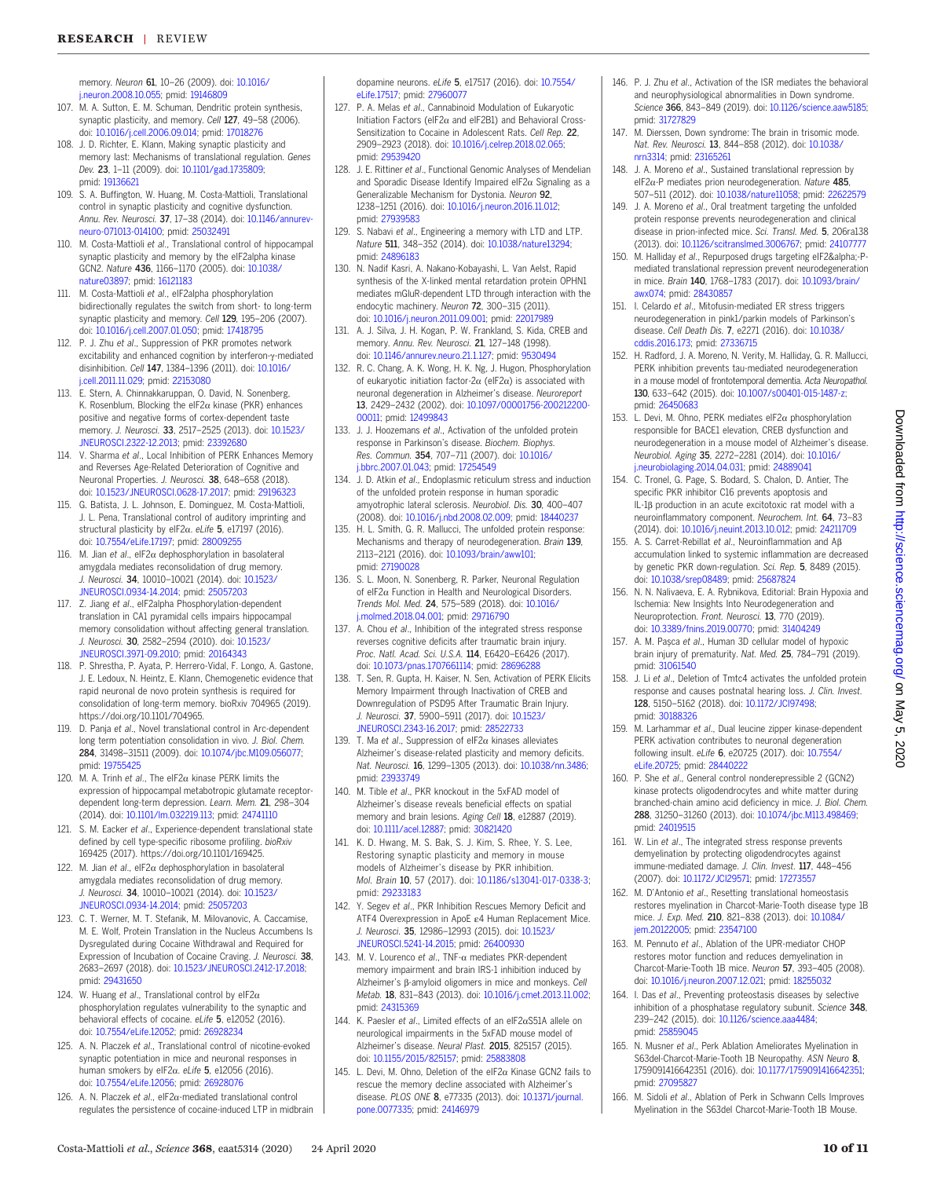memory. *Neuron* **61**, 10–26 (2009). doi: 10.1016/j.neuron.2008.10.055; pmid: 19146809

107. M. A. Sutton, E. M. Schuman, Dendritic protein synthesis, synaptic plasticity, and memory. *Cell* **127**, 49–58 (2006). doi: 10.1016/j.cell.2006.09.014; pmid: 17018276
108. J. D. Richter, E. Klann, Making synaptic plasticity and memory last: Mechanisms of translational regulation. *Genes Dev.* **23**, 1–11 (2009). doi: 10.1101/gad.1735809; pmid: 19136621
109. S. A. Buffington, W. Huang, M. Costa-Mattioli, Translational control in synaptic plasticity and cognitive dysfunction. *Annu. Rev. Neurosci.* **37**, 17–38 (2014). doi: 10.1146/annurev-neuro-071013-014100; pmid: 25032491
110. M. Costa-Mattioli *et al.*, Translational control of hippocampal synaptic plasticity and memory by the eIF2alpha kinase GCN2. *Nature* **436**, 1166–1170 (2005). doi: 10.1038/nature03897; pmid: 16121183
111. M. Costa-Mattioli *et al.*, eIF2alpha phosphorylation bidirectionally regulates the switch from short- to long-term synaptic plasticity and memory. *Cell* **129**, 195–206 (2007). doi: 10.1016/j.cell.2007.01.050; pmid: 17418795
112. P. J. Zhu *et al.*, Suppression of PKR promotes network excitability and enhanced cognition by interferon-γ-mediated disinhibition. *Cell* **147**, 1384–1396 (2011). doi: 10.1016/j.cell.2011.11.029; pmid: 22153080
113. E. Stern, A. Chinnakkaruppan, O. David, N. Sonenberg, K. Rosenblum, Blocking the eIF2α kinase (PKR) enhances positive and negative forms of cortex-dependent taste memory. *J. Neurosci.* **33**, 2517–2525 (2013). doi: 10.1523/JNEUROSCI.2322-12.2013; pmid: 23392680
114. V. Sharma *et al.*, Local Inhibition of PERK Enhances Memory and Reverses Age-Related Deterioration of Cognitive and Neuronal Properties. *J. Neurosci.* **38**, 648–658 (2018). doi: 10.1523/JNEUROSCI.0628-17.2017; pmid: 29196323
115. G. Batista, J. L. Johnson, E. Dominguez, M. Costa-Mattioli, J. L. Pena, Translational control of auditory imprinting and structural plasticity by eIF2α. *eLife* **5**, e17197 (2016). doi: 10.7554/eLife.17197; pmid: 28009255
116. M. Jian *et al.*, eIF2α dephosphorylation in basolateral amygdala mediates reconsolidation of drug memory. *J. Neurosci.* **34**, 10010–10021 (2014). doi: 10.1523/JNEUROSCI.0934-14.2014; pmid: 25057203
117. Z. Jiang *et al.*, eIF2alpha Phosphorylation-dependent translation in CA1 pyramidal cells impairs hippocampal memory consolidation without affecting general translation. *J. Neurosci.* **30**, 2582–2594 (2010). doi: 10.1523/JNEUROSCI.3971-09.2010; pmid: 20164343
118. P. Shrestha, P. Ayata, P. Herrero-Vidal, F. Longo, A. Gastone, J. E. Ledoux, N. Heintz, E. Klann, Chemogenetic evidence that rapid neuronal de novo protein synthesis is required for consolidation of long-term memory. bioRxiv 704965 (2019). https://doi.org/10.1101/704965.
119. D. Panja *et al.*, Novel translational control in Arc-dependent long term potentiation consolidation in vivo. *J. Biol. Chem.* **284**, 31498–31511 (2009). doi: 10.1074/jbc.M109.056077; pmid: 19755425
120. M. A. Trinh *et al.*, The eIF2α kinase PERK limits the expression of hippocampal metabotropic glutamate receptor-dependent long-term depression. *Learn. Mem.* **21**, 298–304 (2014). doi: 10.1101/lm.032219.113; pmid: 24741110
121. S. M. Eacker *et al.*, Experience-dependent translational state defined by cell type-specific ribosome profiling. *bioRxiv* 169425 (2017). https://doi.org/10.1101/169425.
122. M. Jian *et al.*, eIF2α dephosphorylation in basolateral amygdala mediates reconsolidation of drug memory. *J. Neurosci.* **34**, 10010–10021 (2014). doi: 10.1523/JNEUROSCI.0934-14.2014; pmid: 25057203
123. C. T. Werner, M. T. Stefanik, M. Milovanovic, A. Caccamise, M. E. Wolf, Protein Translation in the Nucleus Accumbens Is Dysregulated during Cocaine Withdrawal and Required for Expression of Incubation of Cocaine Craving. *J. Neurosci.* **38**, 2683–2697 (2018). doi: 10.1523/JNEUROSCI.2412-17.2018; pmid: 29431650
124. W. Huang *et al.*, Translational control by eIF2α phosphorylation regulates vulnerability to the synaptic and behavioral effects of cocaine. *eLife* **5**, e12052 (2016). doi: 10.7554/eLife.12052; pmid: 26928234
125. A. N. Placzek *et al.*, Translational control of nicotine-evoked synaptic potentiation in mice and neuronal responses in human smokers by eIF2α. *eLife* **5**, e12056 (2016). doi: 10.7554/eLife.12056; pmid: 26928076
126. A. N. Placzek *et al.*, eIF2α-mediated translational control regulates the persistence of cocaine-induced LTP in midbrain dopamine neurons. *eLife* **5**, e17517 (2016). doi: 10.7554/eLife.17517; pmid: 27960077
127. P. A. Melas *et al.*, Cannabinoid Modulation of Eukaryotic Initiation Factors (eIF2α and eIF2B1) and Behavioral Cross-Sensitization to Cocaine in Adolescent Rats. *Cell Rep.* **22**, 2909–2923 (2018). doi: 10.1016/j.celrep.2018.02.065; pmid: 29539420
128. J. E. Rittiner *et al.*, Functional Genomic Analyses of Mendelian and Sporadic Disease Identify Impaired eIF2α Signaling as a Generalizable Mechanism for Dystonia. *Neuron* **92**, 1238–1251 (2016). doi: 10.1016/j.neuron.2016.11.012; pmid: 27939583
129. S. Nabavi *et al.*, Engineering a memory with LTD and LTP. *Nature* **511**, 348–352 (2014). doi: 10.1038/nature13294; pmid: 24896183
130. N. Nadif Kasri, A. Nakano-Kobayashi, L. Van Aelst, Rapid synthesis of the X-linked mental retardation protein OPHN1 mediates mGluR-dependent LTD through interaction with the endocytic machinery. *Neuron* **72**, 300–315 (2011). doi: 10.1016/j.neuron.2011.09.001; pmid: 22017989
131. A. J. Silva, J. H. Kogan, P. W. Frankland, S. Kida, CREB and memory. *Annu. Rev. Neurosci.* **21**, 127–148 (1998). doi: 10.1146/annurev.neuro.21.1.127; pmid: 9530494
132. R. C. Chang, A. K. Wong, H. K. Ng, J. Hugon, Phosphorylation of eukaryotic initiation factor-2α (eIF2α) is associated with neuronal degeneration in Alzheimer's disease. *Neuroreport* **13**, 2429–2432 (2002). doi: 10.1097/00001756-200212200-00011; pmid: 12499843
133. J. J. Hoozemans *et al.*, Activation of the unfolded protein response in Parkinson's disease. *Biochem. Biophys. Res. Commun.* **354**, 707–711 (2007). doi: 10.1016/j.bbrc.2007.01.043; pmid: 17254549
134. J. D. Atkin *et al.*, Endoplasmic reticulum stress and induction of the unfolded protein response in human sporadic amyotrophic lateral sclerosis. *Neurobiol. Dis.* **30**, 400–407 (2008). doi: 10.1016/j.nbd.2008.02.009; pmid: 18440237
135. H. L. Smith, G. R. Mallucci, The unfolded protein response: Mechanisms and therapy of neurodegeneration. *Brain* **139**, 2113–2121 (2016). doi: 10.1093/brain/aww101; pmid: 27190028
136. S. L. Moon, N. Sonenberg, R. Parker, Neuronal Regulation of eIF2α Function in Health and Neurological Disorders. *Trends Mol. Med.* **24**, 575–589 (2018). doi: 10.1016/j.molmed.2018.04.001; pmid: 29716790
137. A. Chou *et al.*, Inhibition of the integrated stress response reverses cognitive deficits after traumatic brain injury. *Proc. Natl. Acad. Sci. U.S.A.* **114**, E6420–E6426 (2017). doi: 10.1073/pnas.1707661114; pmid: 28696288
138. T. Sen, R. Gupta, H. Kaiser, N. Sen, Activation of PERK Elicits Memory Impairment through Inactivation of CREB and Downregulation of PSD95 After Traumatic Brain Injury. *J. Neurosci.* **37**, 5900–5911 (2017). doi: 10.1523/JNEUROSCI.2343-16.2017; pmid: 28522733
139. T. Ma *et al.*, Suppression of eIF2α kinases alleviates Alzheimer's disease-related plasticity and memory deficits. *Nat. Neurosci.* **16**, 1299–1305 (2013). doi: 10.1038/nn.3486; pmid: 23933749
140. M. Tible *et al.*, PKR knockout in the 5xFAD model of Alzheimer's disease reveals beneficial effects on spatial memory and brain lesions. *Aging Cell* **18**, e12887 (2019). doi: 10.1111/acel.12887; pmid: 30821420
141. K. D. Hwang, M. S. Bak, S. J. Kim, S. Rhee, Y. S. Lee, Restoring synaptic plasticity and memory in mouse models of Alzheimer's disease by PKR inhibition. *Mol. Brain* **10**, 57 (2017). doi: 10.1186/s13041-017-0338-3; pmid: 29233183
142. Y. Segev *et al.*, PKR Inhibition Rescues Memory Deficit and ATF4 Overexpression in ApoE ε4 Human Replacement Mice. *J. Neurosci.* **35**, 12986–12993 (2015). doi: 10.1523/JNEUROSCI.5241-14.2015; pmid: 26400930
143. M. V. Lourenco *et al.*, TNF-α mediates PKR-dependent memory impairment and brain IRS-1 inhibition induced by Alzheimer's β-amyloid oligomers in mice and monkeys. *Cell Metab.* **18**, 831–843 (2013). doi: 10.1016/j.cmet.2013.11.002; pmid: 24315369
144. K. Paesler *et al.*, Limited effects of an eIF2αS51A allele on neurological impairments in the 5xFAD mouse model of Alzheimer's disease. *Neural Plast.* **2015**, 825157 (2015). doi: 10.1155/2015/825157; pmid: 25883808
145. L. Devi, M. Ohno, Deletion of the eIF2α Kinase GCN2 fails to rescue the memory decline associated with Alzheimer's disease. *PLOS ONE* **8**, e77335 (2013). doi: 10.1371/journal.pone.0077335; pmid: 24146979
146. P. J. Zhu *et al.*, Activation of the ISR mediates the behavioral and neurophysiological abnormalities in Down syndrome. *Science* **366**, 843–849 (2019). doi: 10.1126/science.aaw5185; pmid: 31727829
147. M. Dierssen, Down syndrome: The brain in trisomic mode. *Nat. Rev. Neurosci.* **13**, 844–858 (2012). doi: 10.1038/nrn3314; pmid: 23165261
148. J. A. Moreno *et al.*, Sustained translational repression by eIF2α-P mediates prion neurodegeneration. *Nature* **485**, 507–511 (2012). doi: 10.1038/nature11058; pmid: 22622579
149. J. A. Moreno *et al.*, Oral treatment targeting the unfolded protein response prevents neurodegeneration and clinical disease in prion-infected mice. *Sci. Transl. Med.* **5**, 206ra138 (2013). doi: 10.1126/scitranslmed.3006767; pmid: 24107777
150. M. Halliday *et al.*, Repurposed drugs targeting eIF2&alpha;-P-mediated translational repression prevent neurodegeneration in mice. *Brain* **140**, 1768–1783 (2017). doi: 10.1093/brain/awx074; pmid: 28430857
151. I. Celardo *et al.*, Mitofusin-mediated ER stress triggers neurodegeneration in pink1/parkin models of Parkinson's disease. *Cell Death Dis.* **7**, e2271 (2016). doi: 10.1038/cddis.2016.173; pmid: 27336715
152. H. Radford, J. A. Moreno, N. Verity, M. Halliday, G. R. Mallucci, PERK inhibition prevents tau-mediated neurodegeneration in a mouse model of frontotemporal dementia. *Acta Neuropathol.* **130**, 633–642 (2015). doi: 10.1007/s00401-015-1487-z; pmid: 26450683
153. L. Devi, M. Ohno, PERK mediates eIF2α phosphorylation responsible for BACE1 elevation, CREB dysfunction and neurodegeneration in a mouse model of Alzheimer's disease. *Neurobiol. Aging* **35**, 2272–2281 (2014). doi: 10.1016/j.neurobiolaging.2014.04.031; pmid: 24889041
154. C. Tronel, G. Page, S. Bodard, S. Chalon, D. Antier, The specific PKR inhibitor C16 prevents apoptosis and IL-1β production in an acute excitotoxic rat model with a neuroinflammatory component. *Neurochem. Int.* **64**, 73–83 (2014). doi: 10.1016/j.neuint.2013.10.012; pmid: 24211709
155. A. S. Carret-Rebillat *et al.*, Neuroinflammation and Aβ accumulation linked to systemic inflammation are decreased by genetic PKR down-regulation. *Sci. Rep.* **5**, 8489 (2015). doi: 10.1038/srep08489; pmid: 25687824
156. N. N. Nalivaeva, E. A. Rybnikova, Editorial: Brain Hypoxia and Ischemia: New Insights Into Neurodegeneration and Neuroprotection. *Front. Neurosci.* **13**, 770 (2019). doi: 10.3389/fnins.2019.00770; pmid: 31404249
157. A. M. Paşca *et al.*, Human 3D cellular model of hypoxic brain injury of prematurity. *Nat. Med.* **25**, 784–791 (2019). pmid: 31061540
158. J. Li *et al.*, Deletion of Tmtc4 activates the unfolded protein response and causes postnatal hearing loss. *J. Clin. Invest.* **128**, 5150–5162 (2018). doi: 10.1172/JCI97498; pmid: 30188326
159. M. Larhammar *et al.*, Dual leucine zipper kinase-dependent PERK activation contributes to neuronal degeneration following insult. *eLife* **6**, e20725 (2017). doi: 10.7554/eLife.20725; pmid: 28440222
160. P. She *et al.*, General control nonderepressible 2 (GCN2) kinase protects oligodendrocytes and white matter during branched-chain amino acid deficiency in mice. *J. Biol. Chem.* **288**, 31250–31260 (2013). doi: 10.1074/jbc.M113.498469; pmid: 24019515
161. W. Lin *et al.*, The integrated stress response prevents demyelination by protecting oligodendrocytes against immune-mediated damage. *J. Clin. Invest.* **117**, 448–456 (2007). doi: 10.1172/JCI29571; pmid: 17273557
162. M. D'Antonio *et al.*, Resetting translational homeostasis restores myelination in Charcot-Marie-Tooth disease type 1B mice. *J. Exp. Med.* **210**, 821–838 (2013). doi: 10.1084/jem.20122005; pmid: 23547100
163. M. Pennuto *et al.*, Ablation of the UPR-mediator CHOP restores motor function and reduces demyelination in Charcot-Marie-Tooth 1B mice. *Neuron* **57**, 393–405 (2008). doi: 10.1016/j.neuron.2007.12.021; pmid: 18255032
164. I. Das *et al.*, Preventing proteostasis diseases by selective inhibition of a phosphatase regulatory subunit. *Science* **348**, 239–242 (2015). doi: 10.1126/science.aaa4484; pmid: 25859045
165. N. Musner *et al.*, Perk Ablation Ameliorates Myelination in S63del-Charcot-Marie-Tooth 1B Neuropathy. *ASN Neuro* **8**, 1759091416642351 (2016). doi: 10.1177/1759091416642351; pmid: 27095827
166. M. Sidoli *et al.*, Ablation of Perk in Schwann Cells Improves Myelination in the S63del Charcot-Marie-Tooth 1B Mouse.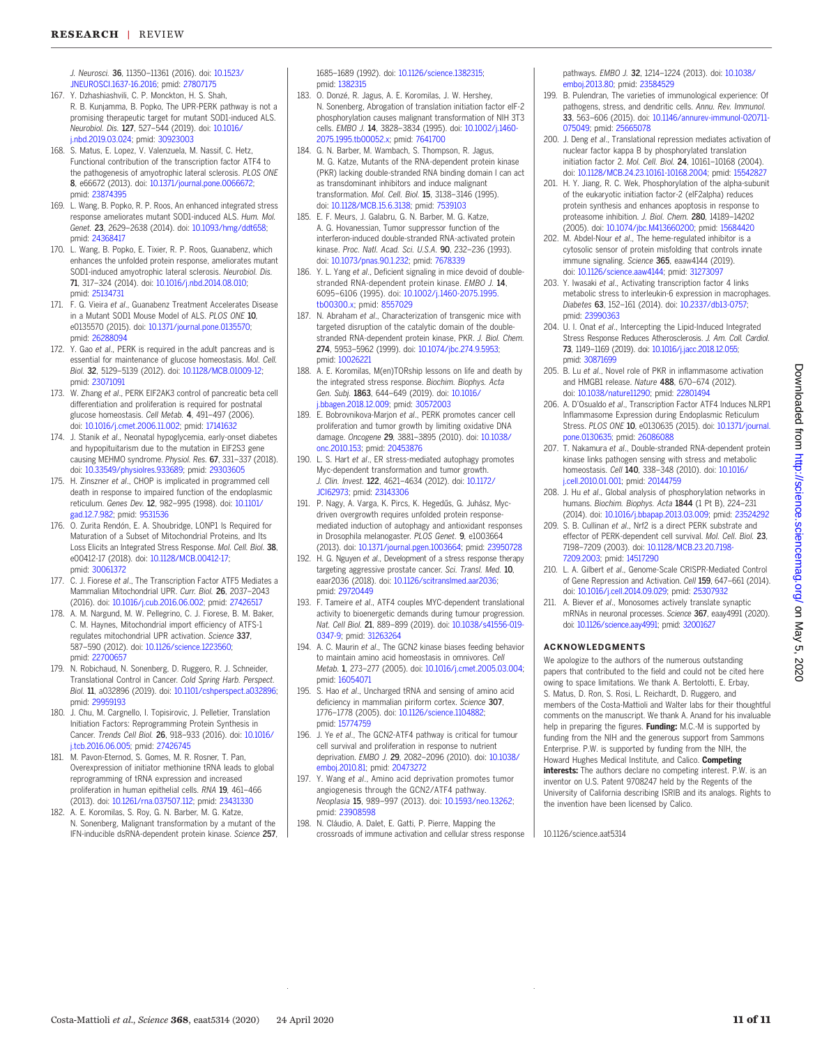*J. Neurosci.* **36**, 11350–11361 (2016). doi: 10.1523/JNEUROSCI.1637-16.2016; pmid: 27807175

167. Y. Dzhashiashvili, C. P. Monckton, H. S. Shah, R. B. Kunjamma, B. Popko, The UPR-PERK pathway is not a promising therapeutic target for mutant SOD1-induced ALS. *Neurobiol. Dis.* **127**, 527–544 (2019). doi: 10.1016/j.nbd.2019.03.024; pmid: 30923003
168. S. Matus, E. Lopez, V. Valenzuela, M. Nassif, C. Hetz, Functional contribution of the transcription factor ATF4 to the pathogenesis of amyotrophic lateral sclerosis. *PLOS ONE* **8**, e66672 (2013). doi: 10.1371/journal.pone.0066672; pmid: 23874395
169. L. Wang, B. Popko, R. P. Roos, An enhanced integrated stress response ameliorates mutant SOD1-induced ALS. *Hum. Mol. Genet.* **23**, 2629–2638 (2014). doi: 10.1093/hmg/ddt658; pmid: 24368417
170. L. Wang, B. Popko, E. Tixier, R. P. Roos, Guanabenz, which enhances the unfolded protein response, ameliorates mutant SOD1-induced amyotrophic lateral sclerosis. *Neurobiol. Dis.* **71**, 317–324 (2014). doi: 10.1016/j.nbd.2014.08.010; pmid: 25134731
171. F. G. Vieira *et al*., Guanabenz Treatment Accelerates Disease in a Mutant SOD1 Mouse Model of ALS. *PLOS ONE* **10**, e0135570 (2015). doi: 10.1371/journal.pone.0135570; pmid: 26288094
172. Y. Gao *et al*., PERK is required in the adult pancreas and is essential for maintenance of glucose homeostasis. *Mol. Cell. Biol.* **32**, 5129–5139 (2012). doi: 10.1128/MCB.01009-12; pmid: 23071091
173. W. Zhang *et al*., PERK EIF2AK3 control of pancreatic beta cell differentiation and proliferation is required for postnatal glucose homeostasis. *Cell Metab.* **4**, 491–497 (2006). doi: 10.1016/j.cmet.2006.11.002; pmid: 17141632
174. J. Stanik *et al*., Neonatal hypoglycemia, early-onset diabetes and hypopituitarism due to the mutation in EIF2S3 gene causing MEHMO syndrome. *Physiol. Res.* **67**, 331–337 (2018). doi: 10.33549/physiolres.933689; pmid: 29303605
175. H. Zinszner *et al*., CHOP is implicated in programmed cell death in response to impaired function of the endoplasmic reticulum. *Genes Dev.* **12**, 982–995 (1998). doi: 10.1101/gad.12.7.982; pmid: 9531536
176. O. Zurita Rendón, E. A. Shoubridge, LONP1 Is Required for Maturation of a Subset of Mitochondrial Proteins, and Its Loss Elicits an Integrated Stress Response. *Mol. Cell. Biol.* **38**, e00412-17 (2018). doi: 10.1128/MCB.00412-17; pmid: 30061372
177. C. J. Fiorese *et al*., The Transcription Factor ATF5 Mediates a Mammalian Mitochondrial UPR. *Curr. Biol.* **26**, 2037–2043 (2016). doi: 10.1016/j.cub.2016.06.002; pmid: 27426517
178. A. M. Nargund, M. W. Pellegrino, C. J. Fiorese, B. M. Baker, C. M. Haynes, Mitochondrial import efficiency of ATFS-1 regulates mitochondrial UPR activation. *Science* **337**, 587–590 (2012). doi: 10.1126/science.1223560; pmid: 22700657
179. N. Robichaud, N. Sonenberg, D. Ruggero, R. J. Schneider, Translational Control in Cancer. *Cold Spring Harb. Perspect. Biol.* **11**, a032896 (2019). doi: 10.1101/cshperspect.a032896; pmid: 29959193
180. J. Chu, M. Cargnello, I. Topisirovic, J. Pelletier, Translation Initiation Factors: Reprogramming Protein Synthesis in Cancer. *Trends Cell Biol.* **26**, 918–933 (2016). doi: 10.1016/j.tcb.2016.06.005; pmid: 27426745
181. M. Pavon-Eternod, S. Gomes, M. R. Rosner, T. Pan, Overexpression of initiator methionine tRNA leads to global reprogramming of tRNA expression and increased proliferation in human epithelial cells. *RNA* **19**, 461–466 (2013). doi: 10.1261/rna.037507.112; pmid: 23431330
182. A. E. Koromilas, S. Roy, G. N. Barber, M. G. Katze, N. Sonenberg, Malignant transformation by a mutant of the IFN-inducible dsRNA-dependent protein kinase. *Science* **257**, 1685–1689 (1992). doi: 10.1126/science.1382315; pmid: 1382315
183. O. Donzé, R. Jagus, A. E. Koromilas, J. W. Hershey, N. Sonenberg, Abrogation of translation initiation factor eIF-2 phosphorylation causes malignant transformation of NIH 3T3 cells. *EMBO J.* **14**, 3828–3834 (1995). doi: 10.1002/j.1460-2075.1995.tb00052.x; pmid: 7641700
184. G. N. Barber, M. Wambach, S. Thompson, R. Jagus, M. G. Katze, Mutants of the RNA-dependent protein kinase (PKR) lacking double-stranded RNA binding domain I can act as transdominant inhibitors and induce malignant transformation. *Mol. Cell. Biol.* **15**, 3138–3146 (1995). doi: 10.1128/MCB.15.6.3138; pmid: 7539103
185. E. F. Meurs, J. Galabru, G. N. Barber, M. G. Katze, A. G. Hovanessian, Tumor suppressor function of the interferon-induced double-stranded RNA-activated protein kinase. *Proc. Natl. Acad. Sci. U.S.A.* **90**, 232–236 (1993). doi: 10.1073/pnas.90.1.232; pmid: 7678339
186. Y. L. Yang *et al*., Deficient signaling in mice devoid of double-stranded RNA-dependent protein kinase. *EMBO J.* **14**, 6095–6106 (1995). doi: 10.1002/j.1460-2075.1995.tb00300.x; pmid: 8557029
187. N. Abraham *et al*., Characterization of transgenic mice with targeted disruption of the catalytic domain of the double-stranded RNA-dependent protein kinase, PKR. *J. Biol. Chem.* **274**, 5953–5962 (1999). doi: 10.1074/jbc.274.9.5953; pmid: 10026221
188. A. E. Koromilas, M(en)TORship lessons on life and death by the integrated stress response. *Biochim. Biophys. Acta Gen. Subj.* **1863**, 644–649 (2019). doi: 10.1016/j.bbagen.2018.12.009; pmid: 30572003
189. E. Bobrovnikova-Marjon *et al*., PERK promotes cancer cell proliferation and tumor growth by limiting oxidative DNA damage. *Oncogene* **29**, 3881–3895 (2010). doi: 10.1038/onc.2010.153; pmid: 20453876
190. L. S. Hart *et al*., ER stress-mediated autophagy promotes Myc-dependent transformation and tumor growth. *J. Clin. Invest.* **122**, 4621–4634 (2012). doi: 10.1172/JCI62973; pmid: 23143306
191. P. Nagy, A. Varga, K. Pircs, K. Hegedűs, G. Juhász, Myc-driven overgrowth requires unfolded protein response-mediated induction of autophagy and antioxidant responses in Drosophila melanogaster. *PLOS Genet.* **9**, e1003664 (2013). doi: 10.1371/journal.pgen.1003664; pmid: 23950728
192. H. G. Nguyen *et al*., Development of a stress response therapy targeting aggressive prostate cancer. *Sci. Transl. Med.* **10**, eaar2036 (2018). doi: 10.1126/scitranslmed.aar2036; pmid: 29720449
193. F. Tameire *et al*., ATF4 couples MYC-dependent translational activity to bioenergetic demands during tumour progression. *Nat. Cell Biol.* **21**, 889–899 (2019). doi: 10.1038/s41556-019-0347-9; pmid: 31263264
194. A. C. Maurin *et al*., The GCN2 kinase biases feeding behavior to maintain amino acid homeostasis in omnivores. *Cell Metab.* **1**, 273–277 (2005). doi: 10.1016/j.cmet.2005.03.004; pmid: 16054071
195. S. Hao *et al*., Uncharged tRNA and sensing of amino acid deficiency in mammalian piriform cortex. *Science* **307**, 1776–1778 (2005). doi: 10.1126/science.1104882; pmid: 15774759
196. J. Ye *et al*., The GCN2-ATF4 pathway is critical for tumour cell survival and proliferation in response to nutrient deprivation. *EMBO J.* **29**, 2082–2096 (2010). doi: 10.1038/emboj.2010.81; pmid: 20473272
197. Y. Wang *et al*., Amino acid deprivation promotes tumor angiogenesis through the GCN2/ATF4 pathway. *Neoplasia* **15**, 989–997 (2013). doi: 10.1593/neo.13262; pmid: 23908598
198. N. Cláudio, A. Dalet, E. Gatti, P. Pierre, Mapping the crossroads of immune activation and cellular stress response pathways. *EMBO J.* **32**, 1214–1224 (2013). doi: 10.1038/emboj.2013.80; pmid: 23584529
199. B. Pulendran, The varieties of immunological experience: Of pathogens, stress, and dendritic cells. *Annu. Rev. Immunol.* **33**, 563–606 (2015). doi: 10.1146/annurev-immunol-020711-075049; pmid: 25665078
200. J. Deng *et al*., Translational repression mediates activation of nuclear factor kappa B by phosphorylated translation initiation factor 2. *Mol. Cell. Biol.* **24**, 10161–10168 (2004). doi: 10.1128/MCB.24.23.10161-10168.2004; pmid: 15542827
201. H. Y. Jiang, R. C. Wek, Phosphorylation of the alpha-subunit of the eukaryotic initiation factor-2 (eIF2alpha) reduces protein synthesis and enhances apoptosis in response to proteasome inhibition. *J. Biol. Chem.* **280**, 14189–14202 (2005). doi: 10.1074/jbc.M413660200; pmid: 15684420
202. M. Abdel-Nour *et al*., The heme-regulated inhibitor is a cytosolic sensor of protein misfolding that controls innate immune signaling. *Science* **365**, eaaw4144 (2019). doi: 10.1126/science.aaw4144; pmid: 31273097
203. Y. Iwasaki *et al*., Activating transcription factor 4 links metabolic stress to interleukin-6 expression in macrophages. *Diabetes* **63**, 152–161 (2014). doi: 10.2337/db13-0757; pmid: 23990363
204. U. I. Onat *et al*., Intercepting the Lipid-Induced Integrated Stress Response Reduces Atherosclerosis. *J. Am. Coll. Cardiol.* **73**, 1149–1169 (2019). doi: 10.1016/j.jacc.2018.12.055; pmid: 30871699
205. B. Lu *et al*., Novel role of PKR in inflammasome activation and HMGB1 release. *Nature* **488**, 670–674 (2012). doi: 10.1038/nature11290; pmid: 22801494
206. A. D'Osualdo *et al*., Transcription Factor ATF4 Induces NLRP1 Inflammasome Expression during Endoplasmic Reticulum Stress. *PLOS ONE* **10**, e0130635 (2015). doi: 10.1371/journal.pone.0130635; pmid: 26086088
207. T. Nakamura *et al*., Double-stranded RNA-dependent protein kinase links pathogen sensing with stress and metabolic homeostasis. *Cell* **140**, 338–348 (2010). doi: 10.1016/j.cell.2010.01.001; pmid: 20144759
208. J. Hu *et al*., Global analysis of phosphorylation networks in humans. *Biochim. Biophys. Acta* **1844** (1 Pt B), 224–231 (2014). doi: 10.1016/j.bbapap.2013.03.009; pmid: 23524292
209. S. B. Cullinan *et al*., Nrf2 is a direct PERK substrate and effector of PERK-dependent cell survival. *Mol. Cell. Biol.* **23**, 7198–7209 (2003). doi: 10.1128/MCB.23.20.7198-7209.2003; pmid: 14517290
210. L. A. Gilbert *et al*., Genome-Scale CRISPR-Mediated Control of Gene Repression and Activation. *Cell* **159**, 647–661 (2014). doi: 10.1016/j.cell.2014.09.029; pmid: 25307932
211. A. Biever *et al*., Monosomes actively translate synaptic mRNAs in neuronal processes. *Science* **367**, eaay4991 (2020). doi: 10.1126/science.aay4991; pmid: 32001627

## ACKNOWLEDGMENTS

We apologize to the authors of the numerous outstanding papers that contributed to the field and could not be cited here owing to space limitations. We thank A. Bertolotti, E. Erbay, S. Matus, D. Ron, S. Rosi, L. Reichardt, D. Ruggero, and members of the Costa-Mattioli and Walter labs for their thoughtful comments on the manuscript. We thank A. Anand for his invaluable help in preparing the figures. **Funding:** M.C.-M is supported by funding from the NIH and the generous support from Sammons Enterprise. P.W. is supported by funding from the NIH, the Howard Hughes Medical Institute, and Calico. **Competing interests:** The authors declare no competing interest. P.W. is an inventor on U.S. Patent 9708247 held by the Regents of the University of California describing ISRIB and its analogs. Rights to the invention have been licensed by Calico.

10.1126/science.aat5314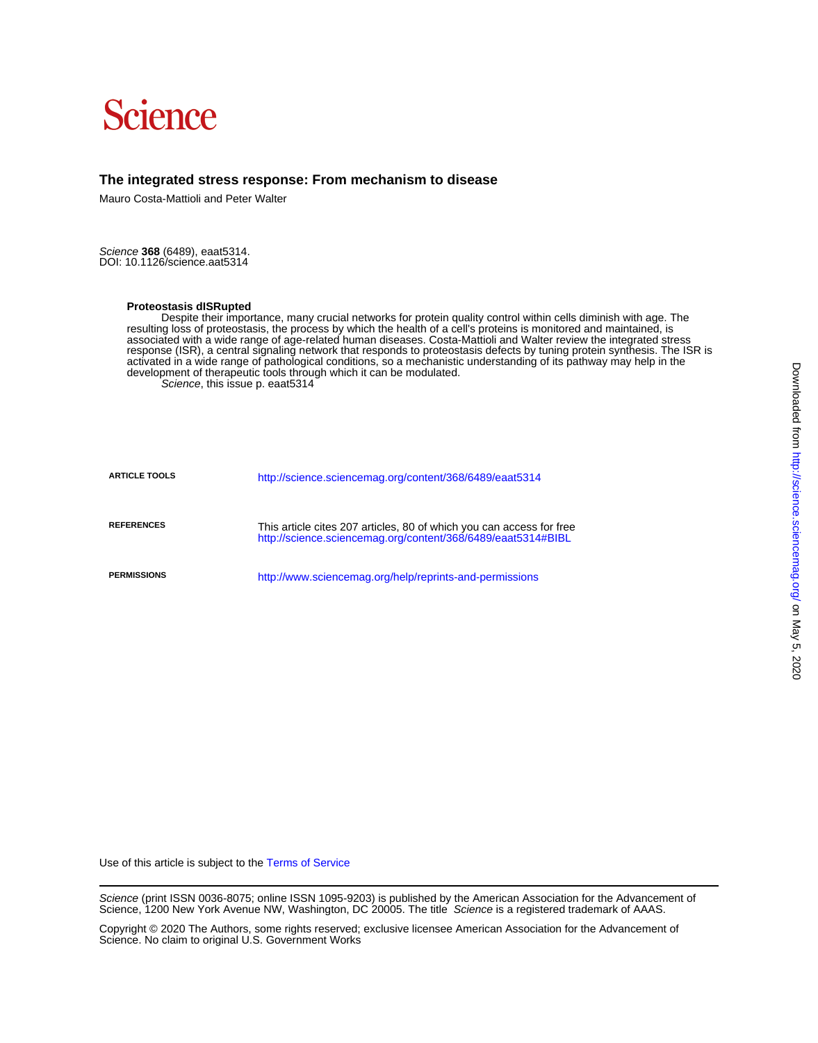# Science

## The integrated stress response: From mechanism to disease

Mauro Costa-Mattioli and Peter Walter

*Science* **368** (6489), eaat5314.
DOI: 10.1126/science.aat5314

**Proteostasis dISRupted**

Despite their importance, many crucial networks for protein quality control within cells diminish with age. The resulting loss of proteostasis, the process by which the health of a cell's proteins is monitored and maintained, is associated with a wide range of age-related human diseases. Costa-Mattioli and Walter review the integrated stress response (ISR), a central signaling network that responds to proteostasis defects by tuning protein synthesis. The ISR is activated in a wide range of pathological conditions, so a mechanistic understanding of its pathway may help in the development of therapeutic tools through which it can be modulated.

*Science*, this issue p. eaat5314

| | |
|---|---|
| **ARTICLE TOOLS** | http://science.sciencemag.org/content/368/6489/eaat5314 |
| **REFERENCES** | This article cites 207 articles, 80 of which you can access for free http://science.sciencemag.org/content/368/6489/eaat5314#BIBL |
| **PERMISSIONS** | http://www.sciencemag.org/help/reprints-and-permissions |

Use of this article is subject to the Terms of Service

*Science* (print ISSN 0036-8075; online ISSN 1095-9203) is published by the American Association for the Advancement of Science, 1200 New York Avenue NW, Washington, DC 20005. The title *Science* is a registered trademark of AAAS.

Copyright © 2020 The Authors, some rights reserved; exclusive licensee American Association for the Advancement of Science. No claim to original U.S. Government Works

Downloaded from http://science.sciencemag.org/ on May 5, 2020